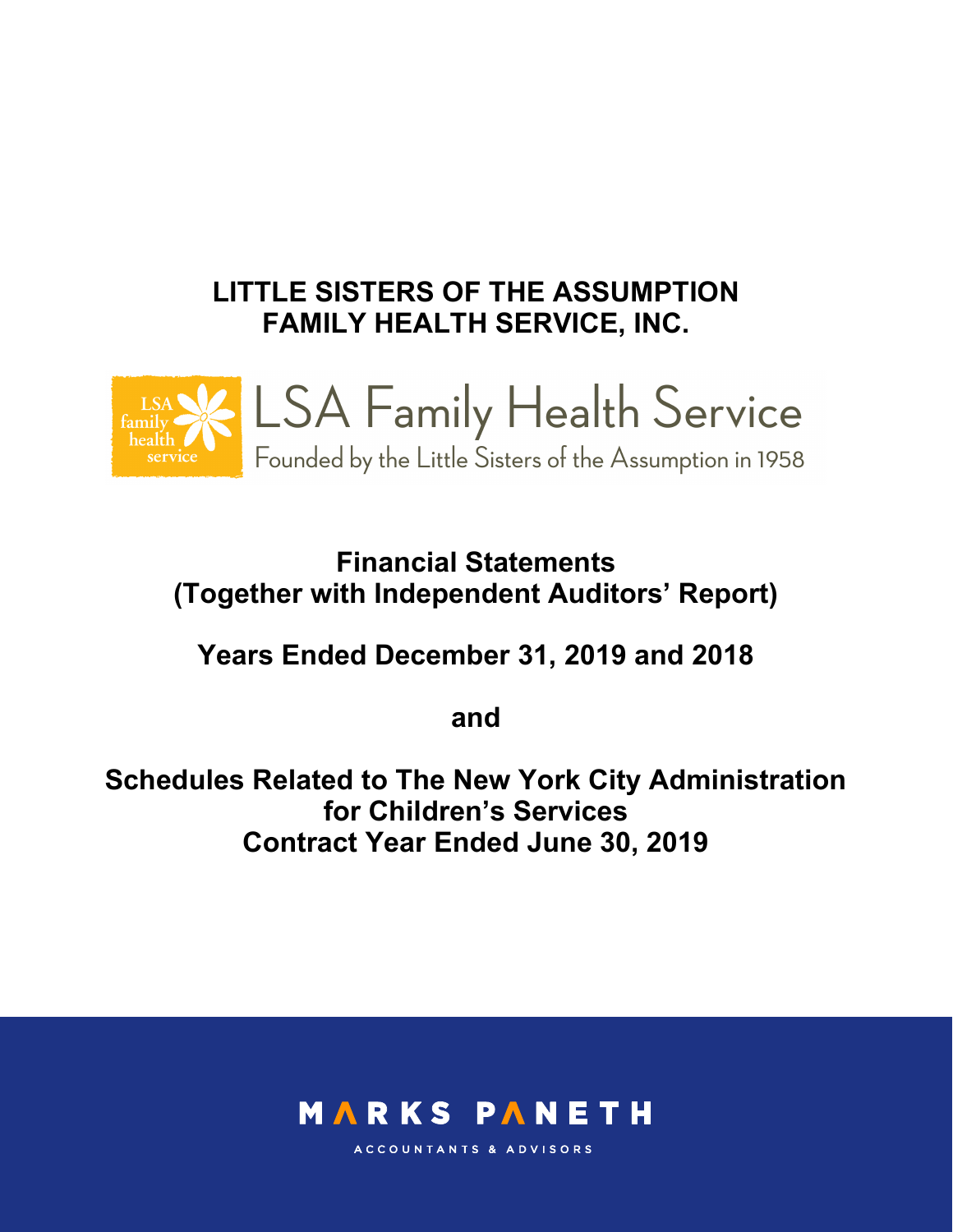# LITTLE SISTERS OF THE ASSUMPTION FAMILY HEALTH SERVICE, INC.

LSA Family Health Service

Founded by the Little Sisters of the Assumption in 1958

## Financial Statements (Together with Independent Auditors' Report)

## Years Ended December 31, 2019 and 2018

## and

## Schedules Related to The New York City Administration for Children's Services Contract Year Ended June 30, 2019

MARKS PANETH

ACCOUNTANTS & ADVISORS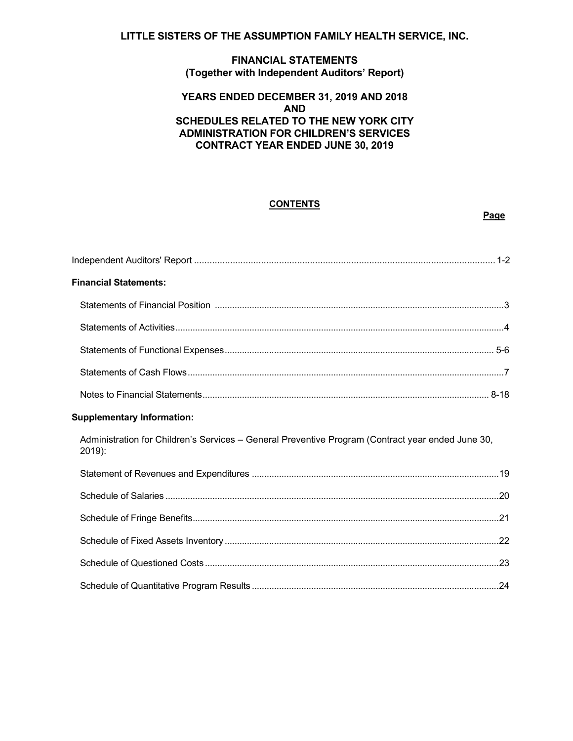# LITTLE SISTERS OF THE ASSUMPTION FAMILY HEALTH SERVICE, INC.

## FINANCIAL STATEMENTS
### (Together with Independent Auditors' Report)

## YEARS ENDED DECEMBER 31, 2019 AND 2018
## AND
## SCHEDULES RELATED TO THE NEW YORK CITY ADMINISTRATION FOR CHILDREN'S SERVICES CONTRACT YEAR ENDED JUNE 30, 2019

**CONTENTS**

| | Page |
|---|---|
| Independent Auditors' Report | 1-2 |
| **Financial Statements:** | |
| Statements of Financial Position | 3 |
| Statements of Activities | 4 |
| Statements of Functional Expenses | 5-6 |
| Statements of Cash Flows | 7 |
| Notes to Financial Statements | 8-18 |
| **Supplementary Information:** | |
| Administration for Children's Services – General Preventive Program (Contract year ended June 30, 2019): | |
| Statement of Revenues and Expenditures | 19 |
| Schedule of Salaries | 20 |
| Schedule of Fringe Benefits | 21 |
| Schedule of Fixed Assets Inventory | 22 |
| Schedule of Questioned Costs | 23 |
| Schedule of Quantitative Program Results | 24 |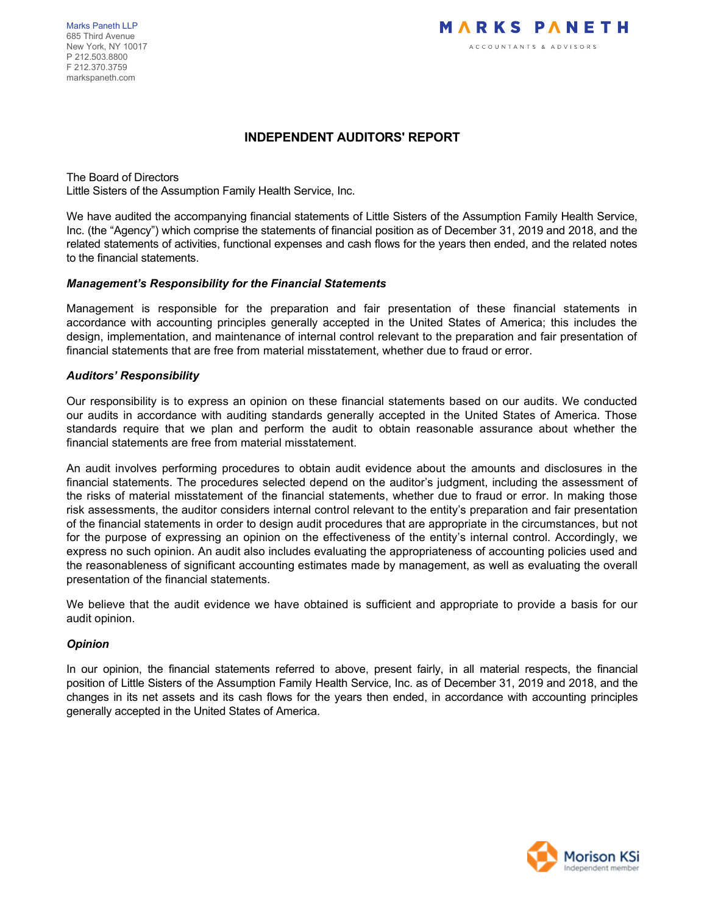Marks Paneth LLP
685 Third Avenue
New York, NY 10017
P 212.503.8800
F 212.370.3759
markspaneth.com

MARKS PANETH
ACCOUNTANTS & ADVISORS

# INDEPENDENT AUDITORS' REPORT

The Board of Directors
Little Sisters of the Assumption Family Health Service, Inc.

We have audited the accompanying financial statements of Little Sisters of the Assumption Family Health Service, Inc. (the "Agency") which comprise the statements of financial position as of December 31, 2019 and 2018, and the related statements of activities, functional expenses and cash flows for the years then ended, and the related notes to the financial statements.

### *Management's Responsibility for the Financial Statements*

Management is responsible for the preparation and fair presentation of these financial statements in accordance with accounting principles generally accepted in the United States of America; this includes the design, implementation, and maintenance of internal control relevant to the preparation and fair presentation of financial statements that are free from material misstatement, whether due to fraud or error.

### *Auditors' Responsibility*

Our responsibility is to express an opinion on these financial statements based on our audits. We conducted our audits in accordance with auditing standards generally accepted in the United States of America. Those standards require that we plan and perform the audit to obtain reasonable assurance about whether the financial statements are free from material misstatement.

An audit involves performing procedures to obtain audit evidence about the amounts and disclosures in the financial statements. The procedures selected depend on the auditor's judgment, including the assessment of the risks of material misstatement of the financial statements, whether due to fraud or error. In making those risk assessments, the auditor considers internal control relevant to the entity's preparation and fair presentation of the financial statements in order to design audit procedures that are appropriate in the circumstances, but not for the purpose of expressing an opinion on the effectiveness of the entity's internal control. Accordingly, we express no such opinion. An audit also includes evaluating the appropriateness of accounting policies used and the reasonableness of significant accounting estimates made by management, as well as evaluating the overall presentation of the financial statements.

We believe that the audit evidence we have obtained is sufficient and appropriate to provide a basis for our audit opinion.

### *Opinion*

In our opinion, the financial statements referred to above, present fairly, in all material respects, the financial position of Little Sisters of the Assumption Family Health Service, Inc. as of December 31, 2019 and 2018, and the changes in its net assets and its cash flows for the years then ended, in accordance with accounting principles generally accepted in the United States of America.

Morison KSi
Independent member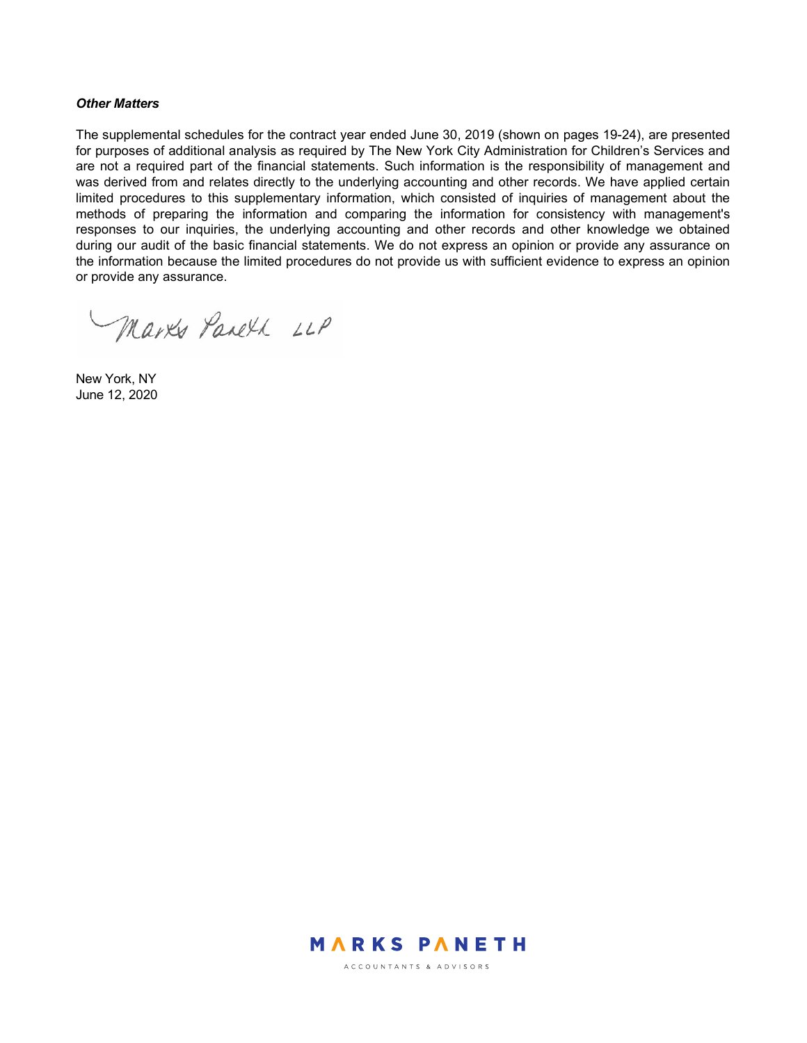***Other Matters***

The supplemental schedules for the contract year ended June 30, 2019 (shown on pages 19-24), are presented for purposes of additional analysis as required by The New York City Administration for Children's Services and are not a required part of the financial statements. Such information is the responsibility of management and was derived from and relates directly to the underlying accounting and other records. We have applied certain limited procedures to this supplementary information, which consisted of inquiries of management about the methods of preparing the information and comparing the information for consistency with management's responses to our inquiries, the underlying accounting and other records and other knowledge we obtained during our audit of the basic financial statements. We do not express an opinion or provide any assurance on the information because the limited procedures do not provide us with sufficient evidence to express an opinion or provide any assurance.

Marks Paneth LLP

New York, NY
June 12, 2020

MARKS PANETH
ACCOUNTANTS & ADVISORS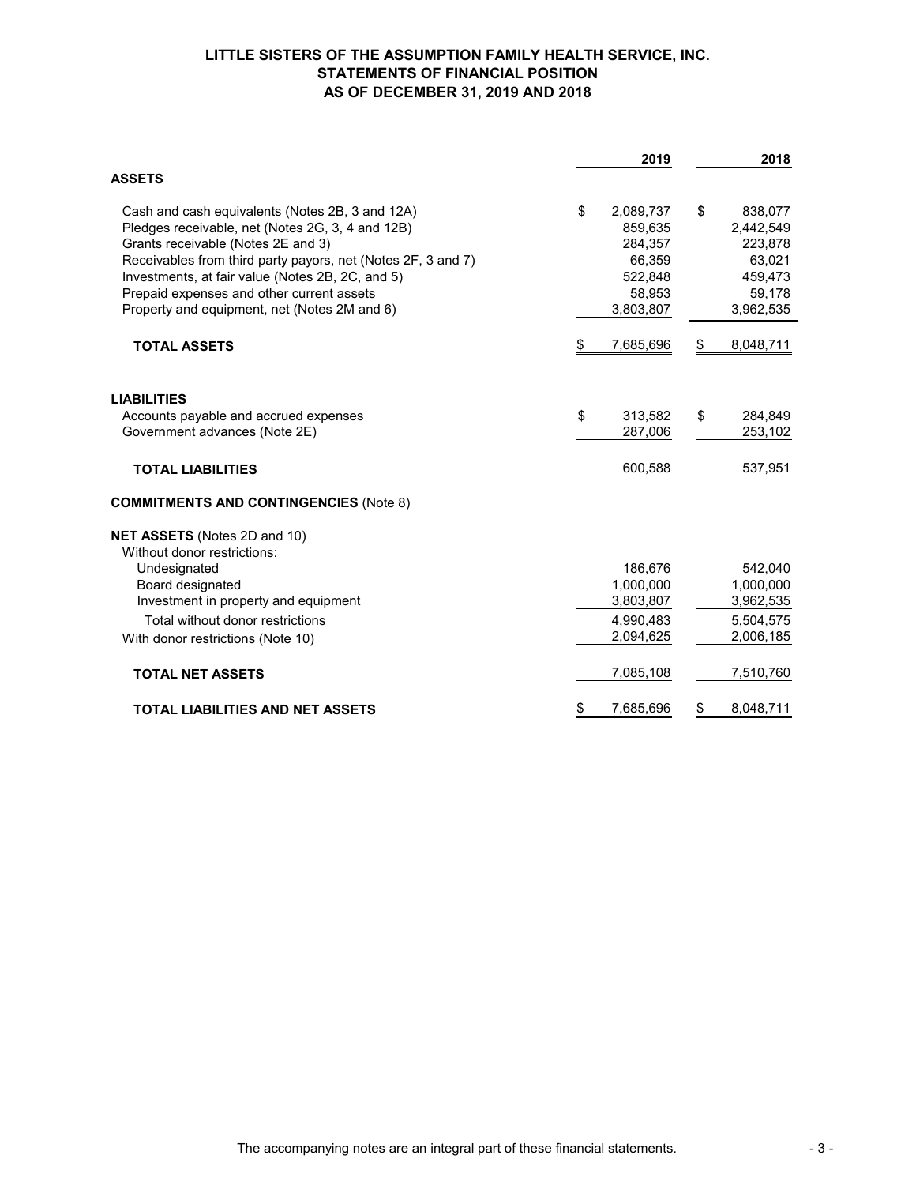**LITTLE SISTERS OF THE ASSUMPTION FAMILY HEALTH SERVICE, INC.**
**STATEMENTS OF FINANCIAL POSITION**
**AS OF DECEMBER 31, 2019 AND 2018**

| | 2019 | 2018 |
|---|---|---|
| **ASSETS** | | |
| Cash and cash equivalents (Notes 2B, 3 and 12A) | $ 2,089,737 | $ 838,077 |
| Pledges receivable, net (Notes 2G, 3, 4 and 12B) | 859,635 | 2,442,549 |
| Grants receivable (Notes 2E and 3) | 284,357 | 223,878 |
| Receivables from third party payors, net (Notes 2F, 3 and 7) | 66,359 | 63,021 |
| Investments, at fair value (Notes 2B, 2C, and 5) | 522,848 | 459,473 |
| Prepaid expenses and other current assets | 58,953 | 59,178 |
| Property and equipment, net (Notes 2M and 6) | 3,803,807 | 3,962,535 |
| **TOTAL ASSETS** | $ 7,685,696 | $ 8,048,711 |
| **LIABILITIES** | | |
| Accounts payable and accrued expenses | $ 313,582 | $ 284,849 |
| Government advances (Note 2E) | 287,006 | 253,102 |
| **TOTAL LIABILITIES** | 600,588 | 537,951 |
| **COMMITMENTS AND CONTINGENCIES** (Note 8) | | |
| **NET ASSETS** (Notes 2D and 10) | | |
| Without donor restrictions: | | |
| Undesignated | 186,676 | 542,040 |
| Board designated | 1,000,000 | 1,000,000 |
| Investment in property and equipment | 3,803,807 | 3,962,535 |
| Total without donor restrictions | 4,990,483 | 5,504,575 |
| With donor restrictions (Note 10) | 2,094,625 | 2,006,185 |
| **TOTAL NET ASSETS** | 7,085,108 | 7,510,760 |
| **TOTAL LIABILITIES AND NET ASSETS** | $ 7,685,696 | $ 8,048,711 |

The accompanying notes are an integral part of these financial statements.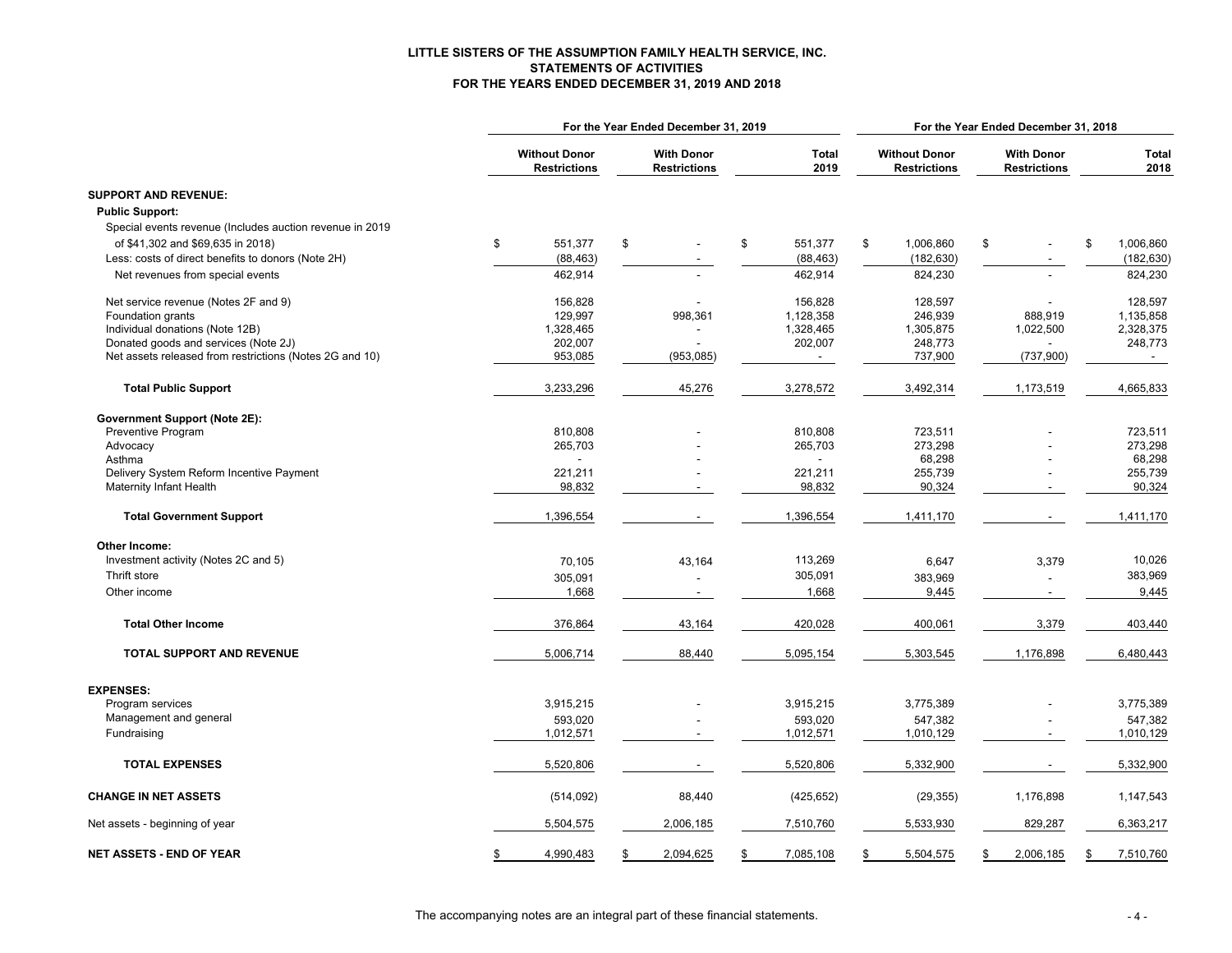# LITTLE SISTERS OF THE ASSUMPTION FAMILY HEALTH SERVICE, INC.
## STATEMENTS OF ACTIVITIES
### FOR THE YEARS ENDED DECEMBER 31, 2019 AND 2018

| | For the Year Ended December 31, 2019 | | | For the Year Ended December 31, 2018 | | |
|---|---|---|---|---|---|---|
| | Without Donor Restrictions | With Donor Restrictions | Total 2019 | Without Donor Restrictions | With Donor Restrictions | Total 2018 |
| **SUPPORT AND REVENUE:** | | | | | | |
| **Public Support:** | | | | | | |
| Special events revenue (Includes auction revenue in 2019 of $41,302 and $69,635 in 2018) | $ 551,377 | $ - | $ 551,377 | $ 1,006,860 | $ - | $ 1,006,860 |
| Less: costs of direct benefits to donors (Note 2H) | (88,463) | - | (88,463) | (182,630) | - | (182,630) |
| Net revenues from special events | 462,914 | - | 462,914 | 824,230 | - | 824,230 |
| Net service revenue (Notes 2F and 9) | 156,828 | - | 156,828 | 128,597 | - | 128,597 |
| Foundation grants | 129,997 | 998,361 | 1,128,358 | 246,939 | 888,919 | 1,135,858 |
| Individual donations (Note 12B) | 1,328,465 | - | 1,328,465 | 1,305,875 | 1,022,500 | 2,328,375 |
| Donated goods and services (Note 2J) | 202,007 | - | 202,007 | 248,773 | - | 248,773 |
| Net assets released from restrictions (Notes 2G and 10) | 953,085 | (953,085) | - | 737,900 | (737,900) | - |
| **Total Public Support** | 3,233,296 | 45,276 | 3,278,572 | 3,492,314 | 1,173,519 | 4,665,833 |
| **Government Support (Note 2E):** | | | | | | |
| Preventive Program | 810,808 | - | 810,808 | 723,511 | - | 723,511 |
| Advocacy | 265,703 | - | 265,703 | 273,298 | - | 273,298 |
| Asthma | - | - | - | 68,298 | - | 68,298 |
| Delivery System Reform Incentive Payment | 221,211 | - | 221,211 | 255,739 | - | 255,739 |
| Maternity Infant Health | 98,832 | - | 98,832 | 90,324 | - | 90,324 |
| **Total Government Support** | 1,396,554 | - | 1,396,554 | 1,411,170 | - | 1,411,170 |
| **Other Income:** | | | | | | |
| Investment activity (Notes 2C and 5) | 70,105 | 43,164 | 113,269 | 6,647 | 3,379 | 10,026 |
| Thrift store | 305,091 | - | 305,091 | 383,969 | - | 383,969 |
| Other income | 1,668 | - | 1,668 | 9,445 | - | 9,445 |
| **Total Other Income** | 376,864 | 43,164 | 420,028 | 400,061 | 3,379 | 403,440 |
| **TOTAL SUPPORT AND REVENUE** | 5,006,714 | 88,440 | 5,095,154 | 5,303,545 | 1,176,898 | 6,480,443 |
| **EXPENSES:** | | | | | | |
| Program services | 3,915,215 | - | 3,915,215 | 3,775,389 | - | 3,775,389 |
| Management and general | 593,020 | - | 593,020 | 547,382 | - | 547,382 |
| Fundraising | 1,012,571 | - | 1,012,571 | 1,010,129 | - | 1,010,129 |
| **TOTAL EXPENSES** | 5,520,806 | - | 5,520,806 | 5,332,900 | - | 5,332,900 |
| **CHANGE IN NET ASSETS** | (514,092) | 88,440 | (425,652) | (29,355) | 1,176,898 | 1,147,543 |
| Net assets - beginning of year | 5,504,575 | 2,006,185 | 7,510,760 | 5,533,930 | 829,287 | 6,363,217 |
| **NET ASSETS - END OF YEAR** | $ 4,990,483 | $ 2,094,625 | $ 7,085,108 | $ 5,504,575 | $ 2,006,185 | $ 7,510,760 |

The accompanying notes are an integral part of these financial statements.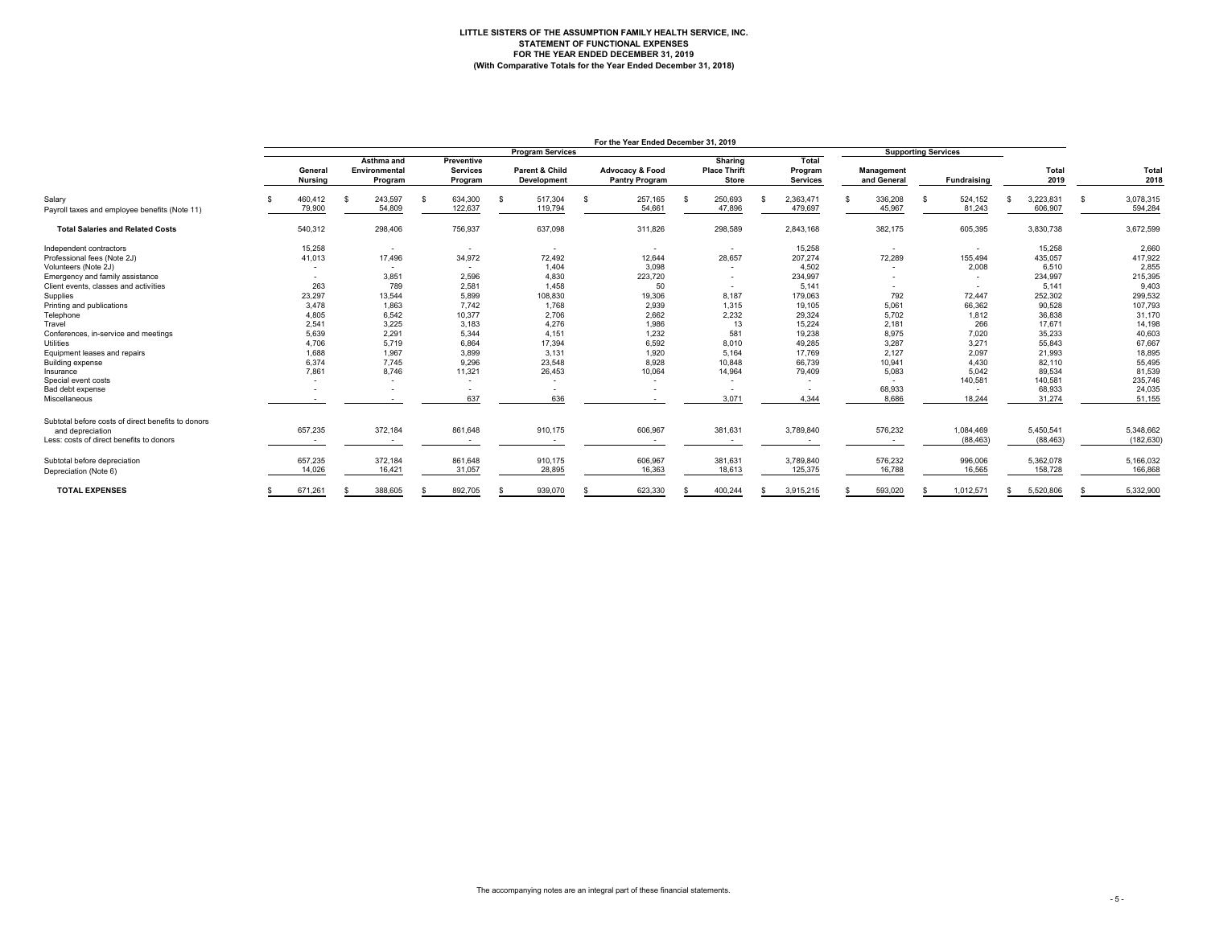# LITTLE SISTERS OF THE ASSUMPTION FAMILY HEALTH SERVICE, INC.
## STATEMENT OF FUNCTIONAL EXPENSES
### FOR THE YEAR ENDED DECEMBER 31, 2019
### (With Comparative Totals for the Year Ended December 31, 2018)

| | For the Year Ended December 31, 2019 | | | | | | | | | | |
|---|---|---|---|---|---|---|---|---|---|---|---|
| | Program Services | | | | | | | Supporting Services | | | |
| | General Nursing | Asthma and Environmental Program | Preventive Services Program | Parent & Child Development | Advocacy & Food Pantry Program | Sharing Place Thrift Store | Total Program Services | Management and General | Fundraising | Total 2019 | Total 2018 |
| Salary | $ 460,412 | $ 243,597 | $ 634,300 | $ 517,304 | $ 257,165 | $ 250,693 | $ 2,363,471 | $ 336,208 | $ 524,152 | $ 3,223,831 | $ 3,078,315 |
| Payroll taxes and employee benefits (Note 11) | 79,900 | 54,809 | 122,637 | 119,794 | 54,661 | 47,896 | 479,697 | 45,967 | 81,243 | 606,907 | 594,284 |
| **Total Salaries and Related Costs** | 540,312 | 298,406 | 756,937 | 637,098 | 311,826 | 298,589 | 2,843,168 | 382,175 | 605,395 | 3,830,738 | 3,672,599 |
| Independent contractors | 15,258 | - | - | - | - | - | 15,258 | - | - | 15,258 | 2,660 |
| Professional fees (Note 2J) | 41,013 | 17,496 | 34,972 | 72,492 | 12,644 | 28,657 | 207,274 | 72,289 | 155,494 | 435,057 | 417,922 |
| Volunteers (Note 2J) | - | - | - | 1,404 | 3,098 | - | 4,502 | - | 2,008 | 6,510 | 2,855 |
| Emergency and family assistance | - | 3,851 | 2,596 | 4,830 | 223,720 | - | 234,997 | - | - | 234,997 | 215,395 |
| Client events, classes and activities | 263 | 789 | 2,581 | 1,458 | 50 | - | 5,141 | - | - | 5,141 | 9,403 |
| Supplies | 23,297 | 13,544 | 5,899 | 108,830 | 19,306 | 8,187 | 179,063 | 792 | 72,447 | 252,302 | 299,532 |
| Printing and publications | 3,478 | 1,863 | 7,742 | 1,768 | 2,939 | 1,315 | 19,105 | 5,061 | 66,362 | 90,528 | 107,793 |
| Telephone | 4,805 | 6,542 | 10,377 | 2,706 | 2,662 | 2,232 | 29,324 | 5,702 | 1,812 | 36,838 | 31,170 |
| Travel | 2,541 | 3,225 | 3,183 | 4,276 | 1,986 | 13 | 15,224 | 2,181 | 266 | 17,671 | 14,198 |
| Conferences, in-service and meetings | 5,639 | 2,291 | 5,344 | 4,151 | 1,232 | 581 | 19,238 | 8,975 | 7,020 | 35,233 | 40,603 |
| Utilities | 4,706 | 5,719 | 6,864 | 17,394 | 6,592 | 8,010 | 49,285 | 3,287 | 3,271 | 55,843 | 67,667 |
| Equipment leases and repairs | 1,688 | 1,967 | 3,899 | 3,131 | 1,920 | 5,164 | 17,769 | 2,127 | 2,097 | 21,993 | 18,895 |
| Building expense | 6,374 | 7,745 | 9,296 | 23,548 | 8,928 | 10,848 | 66,739 | 10,941 | 4,430 | 82,110 | 55,495 |
| Insurance | 7,861 | 8,746 | 11,321 | 26,453 | 10,064 | 14,964 | 79,409 | 5,083 | 5,042 | 89,534 | 81,539 |
| Special event costs | - | - | - | - | - | - | - | - | 140,581 | 140,581 | 235,746 |
| Bad debt expense | - | - | - | - | - | - | - | 68,933 | - | 68,933 | 24,035 |
| Miscellaneous | - | - | 637 | 636 | - | 3,071 | 4,344 | 8,686 | 18,244 | 31,274 | 51,155 |
| Subtotal before costs of direct benefits to donors and depreciation | 657,235 | 372,184 | 861,648 | 910,175 | 606,967 | 381,631 | 3,789,840 | 576,232 | 1,084,469 | 5,450,541 | 5,348,662 |
| Less: costs of direct benefits to donors | - | - | - | - | - | - | - | - | (88,463) | (88,463) | (182,630) |
| Subtotal before depreciation | 657,235 | 372,184 | 861,648 | 910,175 | 606,967 | 381,631 | 3,789,840 | 576,232 | 996,006 | 5,362,078 | 5,166,032 |
| Depreciation (Note 6) | 14,026 | 16,421 | 31,057 | 28,895 | 16,363 | 18,613 | 125,375 | 16,788 | 16,565 | 158,728 | 166,868 |
| **TOTAL EXPENSES** | $ 671,261 | $ 388,605 | $ 892,705 | $ 939,070 | $ 623,330 | $ 400,244 | $ 3,915,215 | $ 593,020 | $ 1,012,571 | $ 5,520,806 | $ 5,332,900 |

The accompanying notes are an integral part of these financial statements.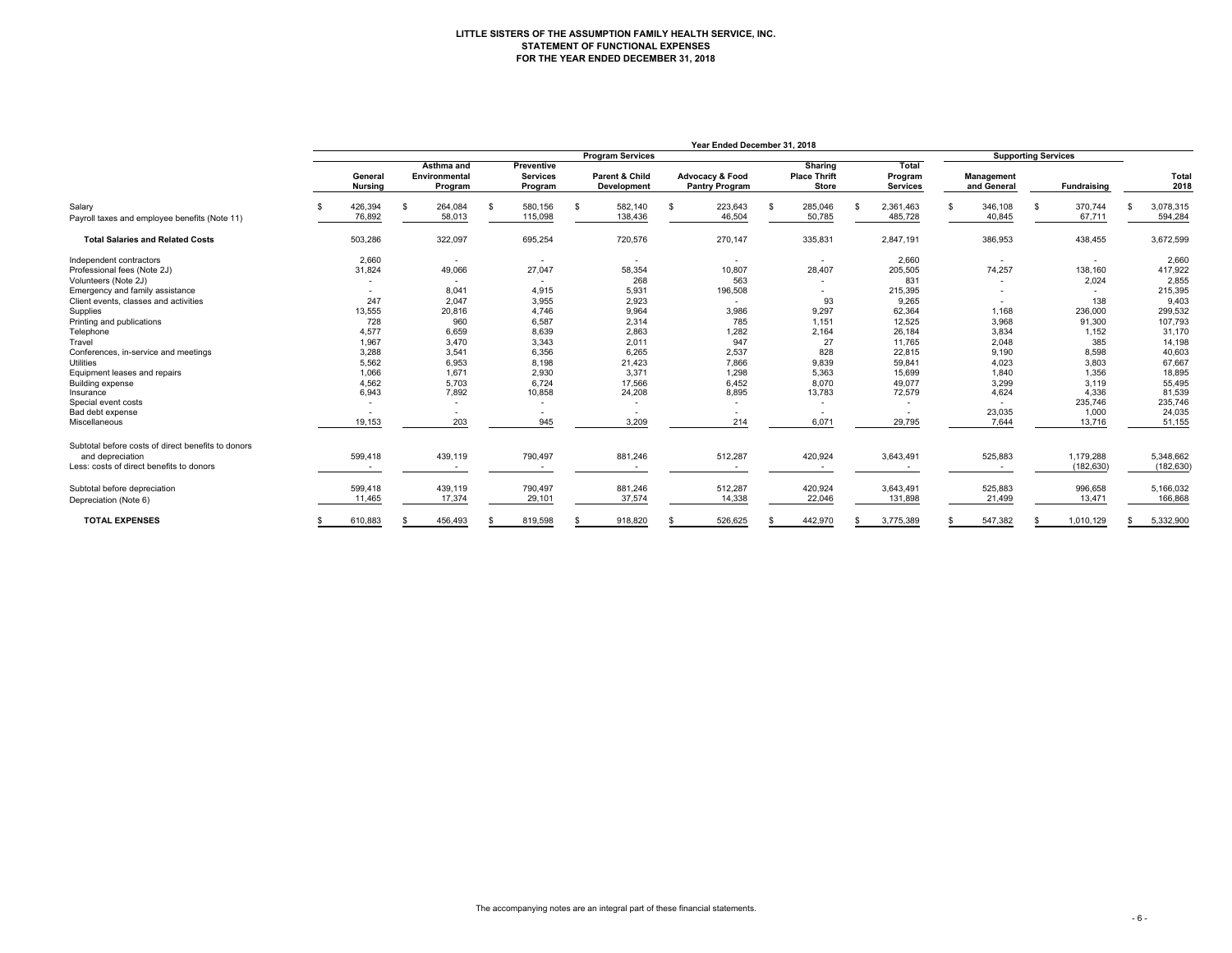**LITTLE SISTERS OF THE ASSUMPTION FAMILY HEALTH SERVICE, INC.**
**STATEMENT OF FUNCTIONAL EXPENSES**
**FOR THE YEAR ENDED DECEMBER 31, 2018**

| | Year Ended December 31, 2018 | | | | | | | | | |
|---|---|---|---|---|---|---|---|---|---|---|
| | Program Services | | | | | | | Supporting Services | | |
| | General Nursing | Asthma and Environmental Program | Preventive Services Program | Parent & Child Development | Advocacy & Food Pantry Program | Sharing Place Thrift Store | Total Program Services | Management and General | Fundraising | Total 2018 |
| Salary | $ 426,394 | $ 264,084 | $ 580,156 | $ 582,140 | $ 223,643 | $ 285,046 | $ 2,361,463 | $ 346,108 | $ 370,744 | $ 3,078,315 |
| Payroll taxes and employee benefits (Note 11) | 76,892 | 58,013 | 115,098 | 138,436 | 46,504 | 50,785 | 485,728 | 40,845 | 67,711 | 594,284 |
| **Total Salaries and Related Costs** | 503,286 | 322,097 | 695,254 | 720,576 | 270,147 | 335,831 | 2,847,191 | 386,953 | 438,455 | 3,672,599 |
| Independent contractors | 2,660 | - | - | - | - | - | 2,660 | - | - | 2,660 |
| Professional fees (Note 2J) | 31,824 | 49,066 | 27,047 | 58,354 | 10,807 | 28,407 | 205,505 | 74,257 | 138,160 | 417,922 |
| Volunteers (Note 2J) | - | - | - | 268 | 563 | - | 831 | - | 2,024 | 2,855 |
| Emergency and family assistance | - | 8,041 | 4,915 | 5,931 | 196,508 | - | 215,395 | - | - | 215,395 |
| Client events, classes and activities | 247 | 2,047 | 3,955 | 2,923 | - | 93 | 9,265 | - | 138 | 9,403 |
| Supplies | 13,555 | 20,816 | 4,746 | 9,964 | 3,986 | 9,297 | 62,364 | 1,168 | 236,000 | 299,532 |
| Printing and publications | 728 | 960 | 6,587 | 2,314 | 785 | 1,151 | 12,525 | 3,968 | 91,300 | 107,793 |
| Telephone | 4,577 | 6,659 | 8,639 | 2,863 | 1,282 | 2,164 | 26,184 | 3,834 | 1,152 | 31,170 |
| Travel | 1,967 | 3,470 | 3,343 | 2,011 | 947 | 27 | 11,765 | 2,048 | 385 | 14,198 |
| Conferences, in-service and meetings | 3,288 | 3,541 | 6,356 | 6,265 | 2,537 | 828 | 22,815 | 9,190 | 8,598 | 40,603 |
| Utilities | 5,562 | 6,953 | 8,198 | 21,423 | 7,866 | 9,839 | 59,841 | 4,023 | 3,803 | 67,667 |
| Equipment leases and repairs | 1,066 | 1,671 | 2,930 | 3,371 | 1,298 | 5,363 | 15,699 | 1,840 | 1,356 | 18,895 |
| Building expense | 4,562 | 5,703 | 6,724 | 17,566 | 6,452 | 8,070 | 49,077 | 3,299 | 3,119 | 55,495 |
| Insurance | 6,943 | 7,892 | 10,858 | 24,208 | 8,895 | 13,783 | 72,579 | 4,624 | 4,336 | 81,539 |
| Special event costs | - | - | - | - | - | - | - | - | 235,746 | 235,746 |
| Bad debt expense | - | - | - | - | - | - | - | 23,035 | 1,000 | 24,035 |
| Miscellaneous | 19,153 | 203 | 945 | 3,209 | 214 | 6,071 | 29,795 | 7,644 | 13,716 | 51,155 |
| Subtotal before costs of direct benefits to donors and depreciation | 599,418 | 439,119 | 790,497 | 881,246 | 512,287 | 420,924 | 3,643,491 | 525,883 | 1,179,288 | 5,348,662 |
| Less: costs of direct benefits to donors | - | - | - | - | - | - | - | - | (182,630) | (182,630) |
| Subtotal before depreciation | 599,418 | 439,119 | 790,497 | 881,246 | 512,287 | 420,924 | 3,643,491 | 525,883 | 996,658 | 5,166,032 |
| Depreciation (Note 6) | 11,465 | 17,374 | 29,101 | 37,574 | 14,338 | 22,046 | 131,898 | 21,499 | 13,471 | 166,868 |
| **TOTAL EXPENSES** | $ 610,883 | $ 456,493 | $ 819,598 | $ 918,820 | $ 526,625 | $ 442,970 | $ 3,775,389 | $ 547,382 | $ 1,010,129 | $ 5,332,900 |

The accompanying notes are an integral part of these financial statements.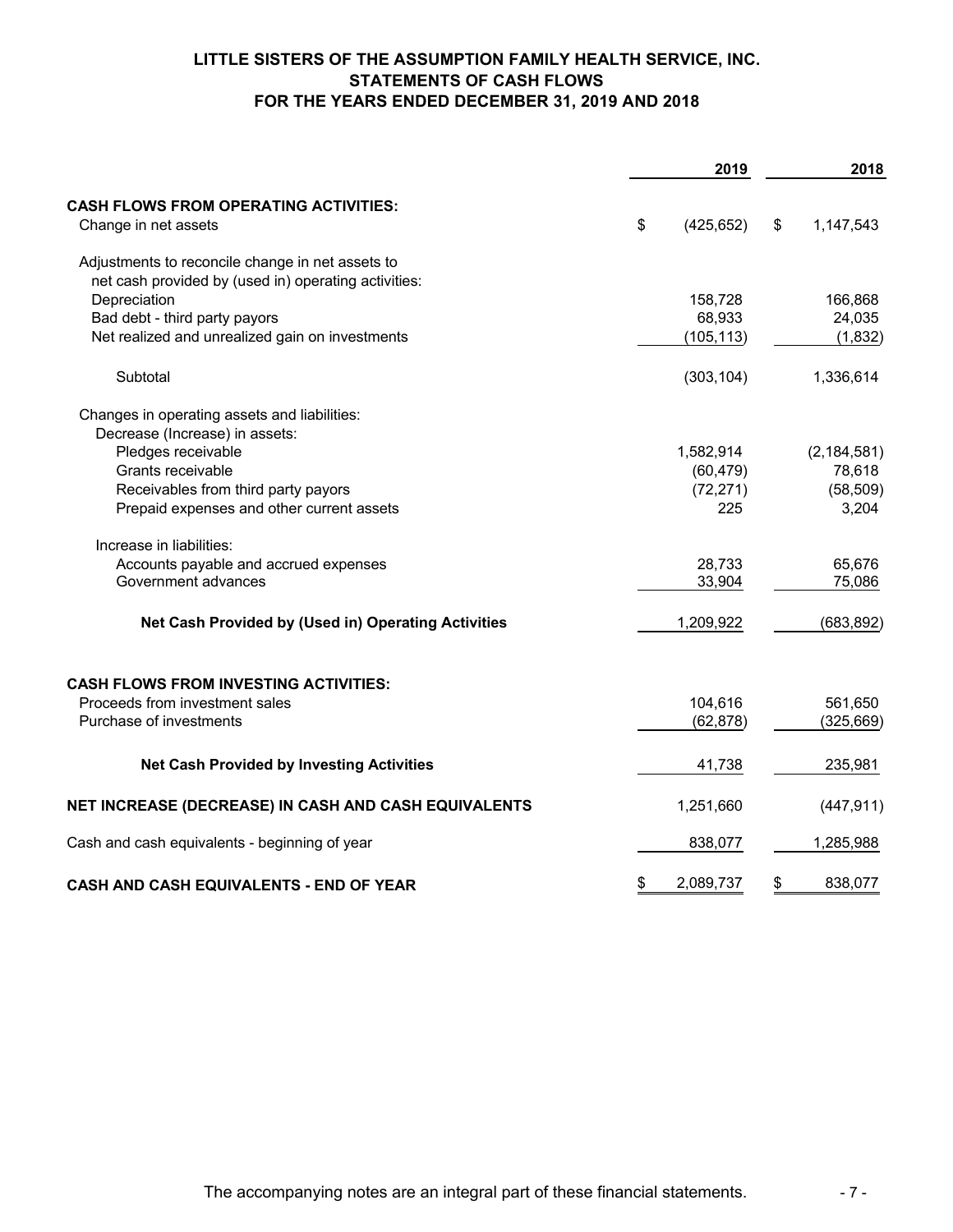# LITTLE SISTERS OF THE ASSUMPTION FAMILY HEALTH SERVICE, INC.
## STATEMENTS OF CASH FLOWS
## FOR THE YEARS ENDED DECEMBER 31, 2019 AND 2018

| | 2019 | 2018 |
|---|---|---|
| **CASH FLOWS FROM OPERATING ACTIVITIES:** | | |
| Change in net assets | $ (425,652) | $ 1,147,543 |
| Adjustments to reconcile change in net assets to net cash provided by (used in) operating activities: | | |
| Depreciation | 158,728 | 166,868 |
| Bad debt - third party payors | 68,933 | 24,035 |
| Net realized and unrealized gain on investments | (105,113) | (1,832) |
| Subtotal | (303,104) | 1,336,614 |
| Changes in operating assets and liabilities: | | |
| Decrease (Increase) in assets: | | |
| Pledges receivable | 1,582,914 | (2,184,581) |
| Grants receivable | (60,479) | 78,618 |
| Receivables from third party payors | (72,271) | (58,509) |
| Prepaid expenses and other current assets | 225 | 3,204 |
| Increase in liabilities: | | |
| Accounts payable and accrued expenses | 28,733 | 65,676 |
| Government advances | 33,904 | 75,086 |
| **Net Cash Provided by (Used in) Operating Activities** | 1,209,922 | (683,892) |
| **CASH FLOWS FROM INVESTING ACTIVITIES:** | | |
| Proceeds from investment sales | 104,616 | 561,650 |
| Purchase of investments | (62,878) | (325,669) |
| **Net Cash Provided by Investing Activities** | 41,738 | 235,981 |
| **NET INCREASE (DECREASE) IN CASH AND CASH EQUIVALENTS** | 1,251,660 | (447,911) |
| Cash and cash equivalents - beginning of year | 838,077 | 1,285,988 |
| **CASH AND CASH EQUIVALENTS - END OF YEAR** | $ 2,089,737 | $ 838,077 |

The accompanying notes are an integral part of these financial statements.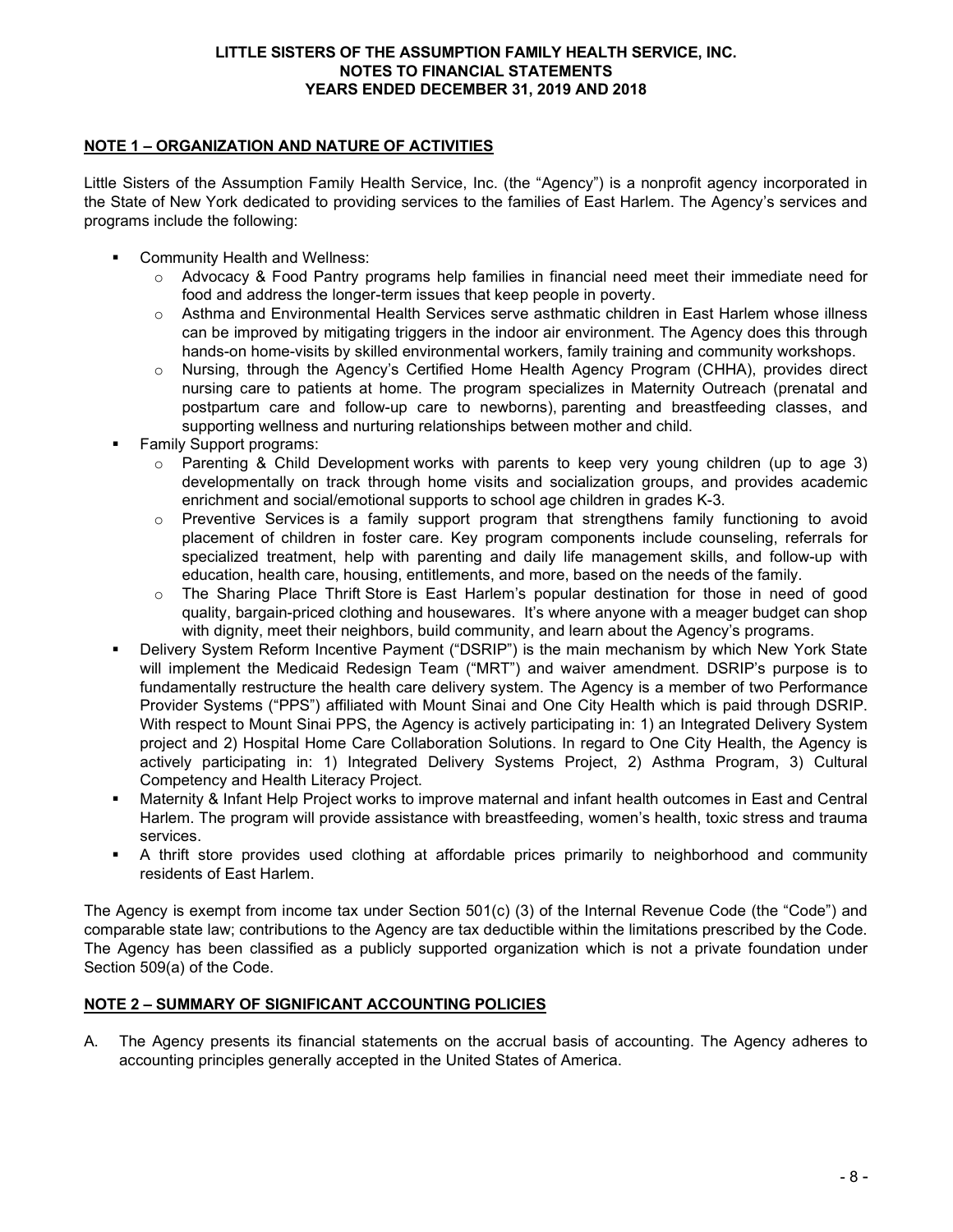**LITTLE SISTERS OF THE ASSUMPTION FAMILY HEALTH SERVICE, INC.**
**NOTES TO FINANCIAL STATEMENTS**
**YEARS ENDED DECEMBER 31, 2019 AND 2018**

## NOTE 1 – ORGANIZATION AND NATURE OF ACTIVITIES

Little Sisters of the Assumption Family Health Service, Inc. (the "Agency") is a nonprofit agency incorporated in the State of New York dedicated to providing services to the families of East Harlem. The Agency's services and programs include the following:

- Community Health and Wellness:
  - Advocacy & Food Pantry programs help families in financial need meet their immediate need for food and address the longer-term issues that keep people in poverty.
  - Asthma and Environmental Health Services serve asthmatic children in East Harlem whose illness can be improved by mitigating triggers in the indoor air environment. The Agency does this through hands-on home-visits by skilled environmental workers, family training and community workshops.
  - Nursing, through the Agency's Certified Home Health Agency Program (CHHA), provides direct nursing care to patients at home. The program specializes in Maternity Outreach (prenatal and postpartum care and follow-up care to newborns), parenting and breastfeeding classes, and supporting wellness and nurturing relationships between mother and child.
- Family Support programs:
  - Parenting & Child Development works with parents to keep very young children (up to age 3) developmentally on track through home visits and socialization groups, and provides academic enrichment and social/emotional supports to school age children in grades K-3.
  - Preventive Services is a family support program that strengthens family functioning to avoid placement of children in foster care. Key program components include counseling, referrals for specialized treatment, help with parenting and daily life management skills, and follow-up with education, health care, housing, entitlements, and more, based on the needs of the family.
  - The Sharing Place Thrift Store is East Harlem's popular destination for those in need of good quality, bargain-priced clothing and housewares. It's where anyone with a meager budget can shop with dignity, meet their neighbors, build community, and learn about the Agency's programs.
- Delivery System Reform Incentive Payment ("DSRIP") is the main mechanism by which New York State will implement the Medicaid Redesign Team ("MRT") and waiver amendment. DSRIP's purpose is to fundamentally restructure the health care delivery system. The Agency is a member of two Performance Provider Systems ("PPS") affiliated with Mount Sinai and One City Health which is paid through DSRIP. With respect to Mount Sinai PPS, the Agency is actively participating in: 1) an Integrated Delivery System project and 2) Hospital Home Care Collaboration Solutions. In regard to One City Health, the Agency is actively participating in: 1) Integrated Delivery Systems Project, 2) Asthma Program, 3) Cultural Competency and Health Literacy Project.
- Maternity & Infant Help Project works to improve maternal and infant health outcomes in East and Central Harlem. The program will provide assistance with breastfeeding, women's health, toxic stress and trauma services.
- A thrift store provides used clothing at affordable prices primarily to neighborhood and community residents of East Harlem.

The Agency is exempt from income tax under Section 501(c) (3) of the Internal Revenue Code (the "Code") and comparable state law; contributions to the Agency are tax deductible within the limitations prescribed by the Code. The Agency has been classified as a publicly supported organization which is not a private foundation under Section 509(a) of the Code.

## NOTE 2 – SUMMARY OF SIGNIFICANT ACCOUNTING POLICIES

A. The Agency presents its financial statements on the accrual basis of accounting. The Agency adheres to accounting principles generally accepted in the United States of America.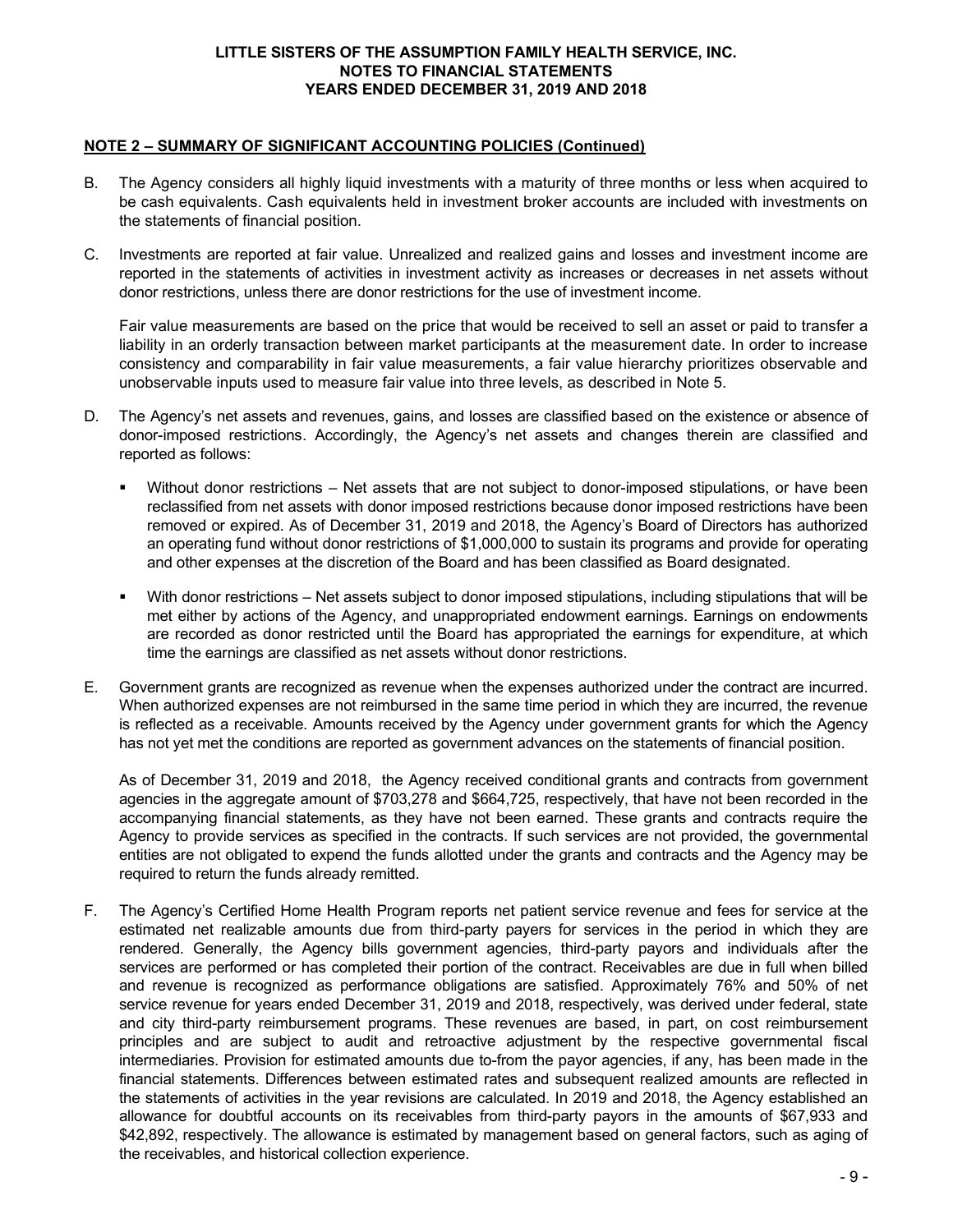**LITTLE SISTERS OF THE ASSUMPTION FAMILY HEALTH SERVICE, INC.**
**NOTES TO FINANCIAL STATEMENTS**
**YEARS ENDED DECEMBER 31, 2019 AND 2018**

## NOTE 2 – SUMMARY OF SIGNIFICANT ACCOUNTING POLICIES (Continued)

B. The Agency considers all highly liquid investments with a maturity of three months or less when acquired to be cash equivalents. Cash equivalents held in investment broker accounts are included with investments on the statements of financial position.

C. Investments are reported at fair value. Unrealized and realized gains and losses and investment income are reported in the statements of activities in investment activity as increases or decreases in net assets without donor restrictions, unless there are donor restrictions for the use of investment income.

   Fair value measurements are based on the price that would be received to sell an asset or paid to transfer a liability in an orderly transaction between market participants at the measurement date. In order to increase consistency and comparability in fair value measurements, a fair value hierarchy prioritizes observable and unobservable inputs used to measure fair value into three levels, as described in Note 5.

D. The Agency's net assets and revenues, gains, and losses are classified based on the existence or absence of donor-imposed restrictions. Accordingly, the Agency's net assets and changes therein are classified and reported as follows:

   - Without donor restrictions – Net assets that are not subject to donor-imposed stipulations, or have been reclassified from net assets with donor imposed restrictions because donor imposed restrictions have been removed or expired. As of December 31, 2019 and 2018, the Agency's Board of Directors has authorized an operating fund without donor restrictions of $1,000,000 to sustain its programs and provide for operating and other expenses at the discretion of the Board and has been classified as Board designated.

   - With donor restrictions – Net assets subject to donor imposed stipulations, including stipulations that will be met either by actions of the Agency, and unappropriated endowment earnings. Earnings on endowments are recorded as donor restricted until the Board has appropriated the earnings for expenditure, at which time the earnings are classified as net assets without donor restrictions.

E. Government grants are recognized as revenue when the expenses authorized under the contract are incurred. When authorized expenses are not reimbursed in the same time period in which they are incurred, the revenue is reflected as a receivable. Amounts received by the Agency under government grants for which the Agency has not yet met the conditions are reported as government advances on the statements of financial position.

   As of December 31, 2019 and 2018, the Agency received conditional grants and contracts from government agencies in the aggregate amount of $703,278 and $664,725, respectively, that have not been recorded in the accompanying financial statements, as they have not been earned. These grants and contracts require the Agency to provide services as specified in the contracts. If such services are not provided, the governmental entities are not obligated to expend the funds allotted under the grants and contracts and the Agency may be required to return the funds already remitted.

F. The Agency's Certified Home Health Program reports net patient service revenue and fees for service at the estimated net realizable amounts due from third-party payers for services in the period in which they are rendered. Generally, the Agency bills government agencies, third-party payors and individuals after the services are performed or has completed their portion of the contract. Receivables are due in full when billed and revenue is recognized as performance obligations are satisfied. Approximately 76% and 50% of net service revenue for years ended December 31, 2019 and 2018, respectively, was derived under federal, state and city third-party reimbursement programs. These revenues are based, in part, on cost reimbursement principles and are subject to audit and retroactive adjustment by the respective governmental fiscal intermediaries. Provision for estimated amounts due to-from the payor agencies, if any, has been made in the financial statements. Differences between estimated rates and subsequent realized amounts are reflected in the statements of activities in the year revisions are calculated. In 2019 and 2018, the Agency established an allowance for doubtful accounts on its receivables from third-party payors in the amounts of $67,933 and $42,892, respectively. The allowance is estimated by management based on general factors, such as aging of the receivables, and historical collection experience.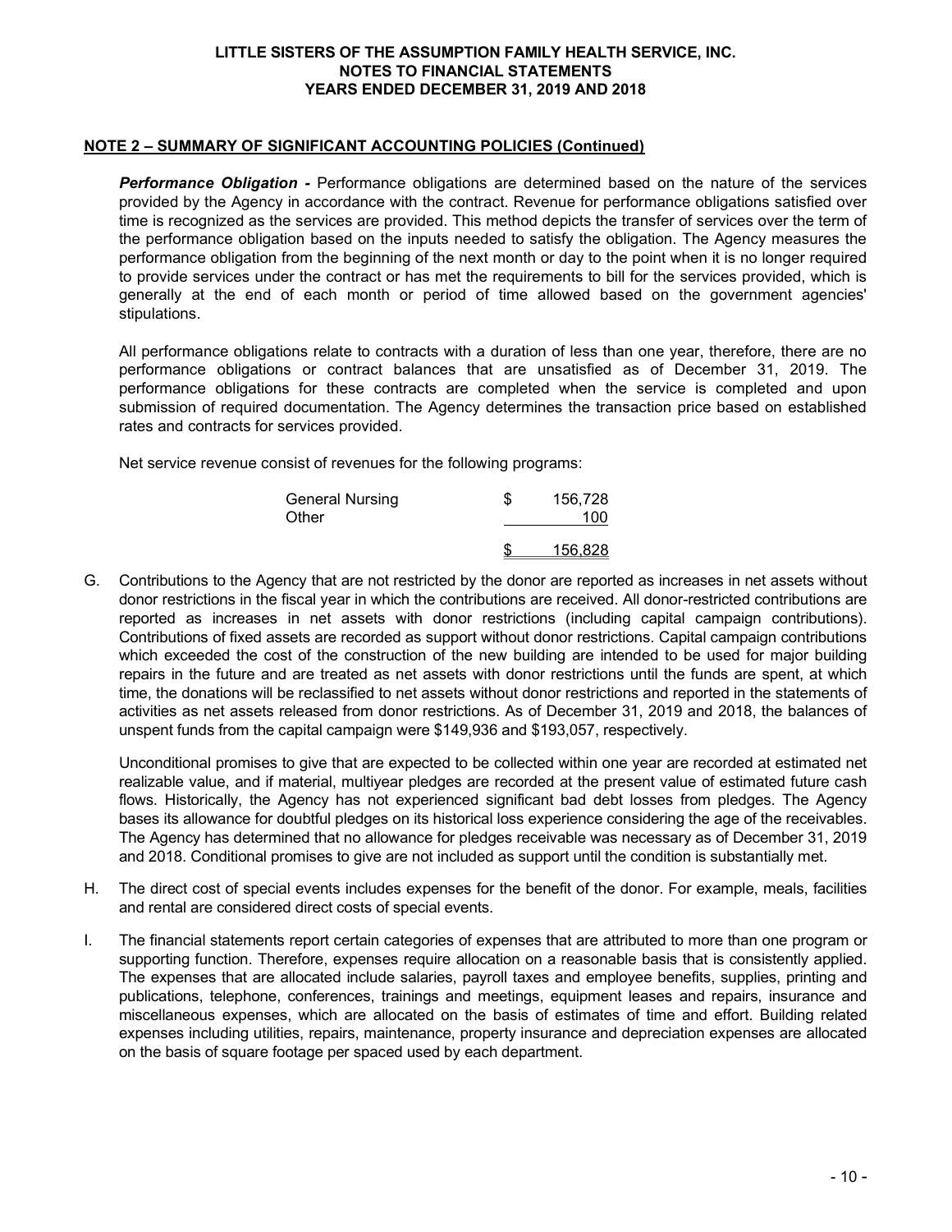## NOTE 2 – SUMMARY OF SIGNIFICANT ACCOUNTING POLICIES (Continued)

***Performance Obligation -*** Performance obligations are determined based on the nature of the services provided by the Agency in accordance with the contract. Revenue for performance obligations satisfied over time is recognized as the services are provided. This method depicts the transfer of services over the term of the performance obligation based on the inputs needed to satisfy the obligation. The Agency measures the performance obligation from the beginning of the next month or day to the point when it is no longer required to provide services under the contract or has met the requirements to bill for the services provided, which is generally at the end of each month or period of time allowed based on the government agencies' stipulations.

All performance obligations relate to contracts with a duration of less than one year, therefore, there are no performance obligations or contract balances that are unsatisfied as of December 31, 2019. The performance obligations for these contracts are completed when the service is completed and upon submission of required documentation. The Agency determines the transaction price based on established rates and contracts for services provided.

Net service revenue consist of revenues for the following programs:

| | |
|---|---|
| General Nursing | $ 156,728 |
| Other | 100 |
| | $ 156,828 |

G. Contributions to the Agency that are not restricted by the donor are reported as increases in net assets without donor restrictions in the fiscal year in which the contributions are received. All donor-restricted contributions are reported as increases in net assets with donor restrictions (including capital campaign contributions). Contributions of fixed assets are recorded as support without donor restrictions. Capital campaign contributions which exceeded the cost of the construction of the new building are intended to be used for major building repairs in the future and are treated as net assets with donor restrictions until the funds are spent, at which time, the donations will be reclassified to net assets without donor restrictions and reported in the statements of activities as net assets released from donor restrictions. As of December 31, 2019 and 2018, the balances of unspent funds from the capital campaign were $149,936 and $193,057, respectively.

Unconditional promises to give that are expected to be collected within one year are recorded at estimated net realizable value, and if material, multiyear pledges are recorded at the present value of estimated future cash flows. Historically, the Agency has not experienced significant bad debt losses from pledges. The Agency bases its allowance for doubtful pledges on its historical loss experience considering the age of the receivables. The Agency has determined that no allowance for pledges receivable was necessary as of December 31, 2019 and 2018. Conditional promises to give are not included as support until the condition is substantially met.

H. The direct cost of special events includes expenses for the benefit of the donor. For example, meals, facilities and rental are considered direct costs of special events.

I. The financial statements report certain categories of expenses that are attributed to more than one program or supporting function. Therefore, expenses require allocation on a reasonable basis that is consistently applied. The expenses that are allocated include salaries, payroll taxes and employee benefits, supplies, printing and publications, telephone, conferences, trainings and meetings, equipment leases and repairs, insurance and miscellaneous expenses, which are allocated on the basis of estimates of time and effort. Building related expenses including utilities, repairs, maintenance, property insurance and depreciation expenses are allocated on the basis of square footage per spaced used by each department.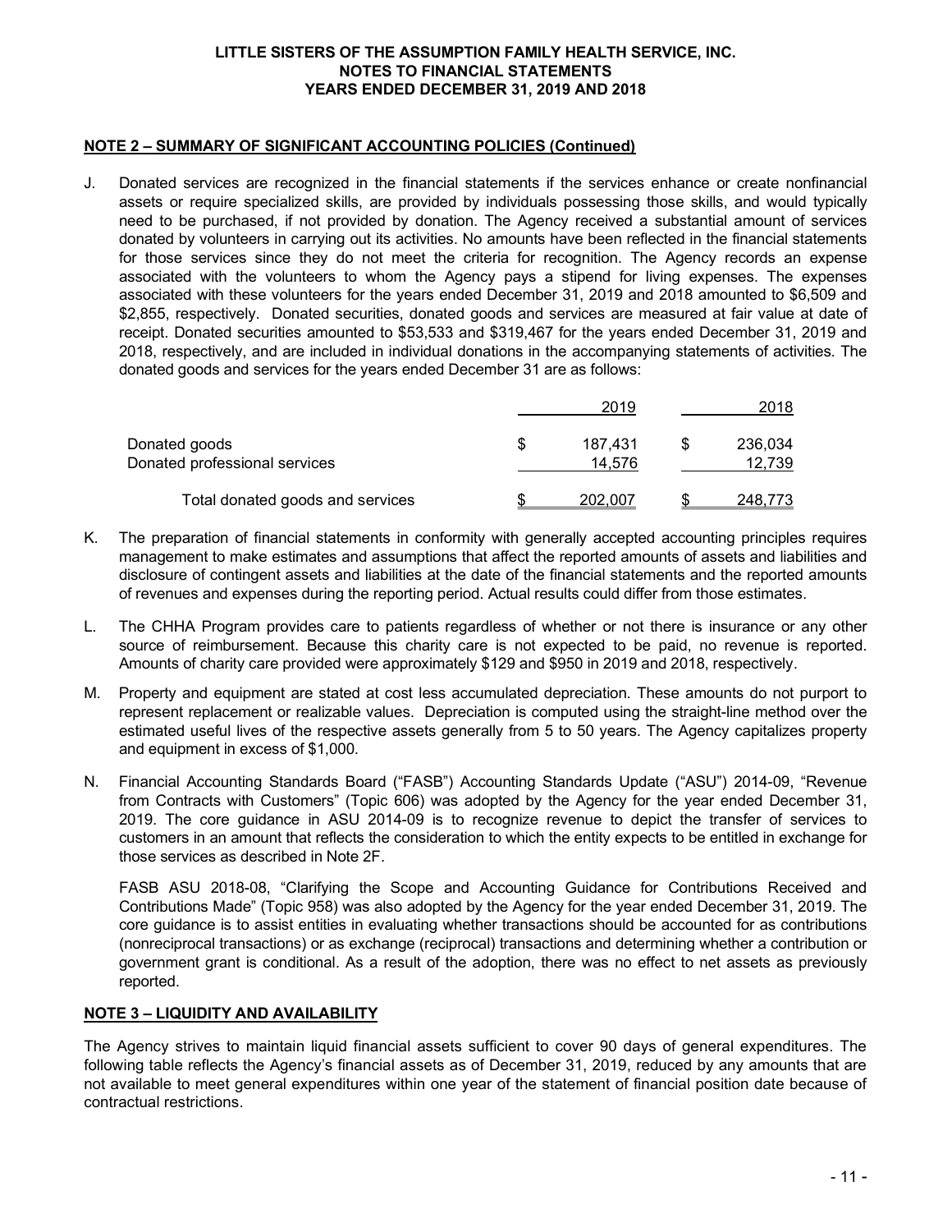## NOTE 2 – SUMMARY OF SIGNIFICANT ACCOUNTING POLICIES (Continued)

J. Donated services are recognized in the financial statements if the services enhance or create nonfinancial assets or require specialized skills, are provided by individuals possessing those skills, and would typically need to be purchased, if not provided by donation. The Agency received a substantial amount of services donated by volunteers in carrying out its activities. No amounts have been reflected in the financial statements for those services since they do not meet the criteria for recognition. The Agency records an expense associated with the volunteers to whom the Agency pays a stipend for living expenses. The expenses associated with these volunteers for the years ended December 31, 2019 and 2018 amounted to $6,509 and $2,855, respectively. Donated securities, donated goods and services are measured at fair value at date of receipt. Donated securities amounted to $53,533 and $319,467 for the years ended December 31, 2019 and 2018, respectively, and are included in individual donations in the accompanying statements of activities. The donated goods and services for the years ended December 31 are as follows:

| | 2019 | 2018 |
|---|---|---|
| Donated goods | $ 187,431 | $ 236,034 |
| Donated professional services | 14,576 | 12,739 |
| Total donated goods and services | $ 202,007 | $ 248,773 |

K. The preparation of financial statements in conformity with generally accepted accounting principles requires management to make estimates and assumptions that affect the reported amounts of assets and liabilities and disclosure of contingent assets and liabilities at the date of the financial statements and the reported amounts of revenues and expenses during the reporting period. Actual results could differ from those estimates.

L. The CHHA Program provides care to patients regardless of whether or not there is insurance or any other source of reimbursement. Because this charity care is not expected to be paid, no revenue is reported. Amounts of charity care provided were approximately $129 and $950 in 2019 and 2018, respectively.

M. Property and equipment are stated at cost less accumulated depreciation. These amounts do not purport to represent replacement or realizable values. Depreciation is computed using the straight-line method over the estimated useful lives of the respective assets generally from 5 to 50 years. The Agency capitalizes property and equipment in excess of $1,000.

N. Financial Accounting Standards Board ("FASB") Accounting Standards Update ("ASU") 2014-09, "Revenue from Contracts with Customers" (Topic 606) was adopted by the Agency for the year ended December 31, 2019. The core guidance in ASU 2014-09 is to recognize revenue to depict the transfer of services to customers in an amount that reflects the consideration to which the entity expects to be entitled in exchange for those services as described in Note 2F.

   FASB ASU 2018-08, "Clarifying the Scope and Accounting Guidance for Contributions Received and Contributions Made" (Topic 958) was also adopted by the Agency for the year ended December 31, 2019. The core guidance is to assist entities in evaluating whether transactions should be accounted for as contributions (nonreciprocal transactions) or as exchange (reciprocal) transactions and determining whether a contribution or government grant is conditional. As a result of the adoption, there was no effect to net assets as previously reported.

## NOTE 3 – LIQUIDITY AND AVAILABILITY

The Agency strives to maintain liquid financial assets sufficient to cover 90 days of general expenditures. The following table reflects the Agency's financial assets as of December 31, 2019, reduced by any amounts that are not available to meet general expenditures within one year of the statement of financial position date because of contractual restrictions.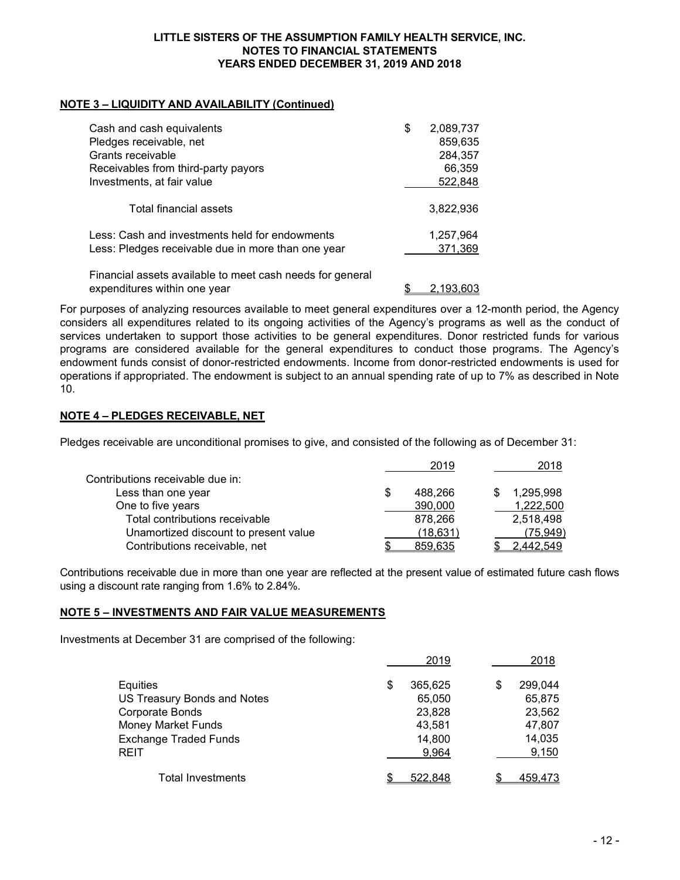**LITTLE SISTERS OF THE ASSUMPTION FAMILY HEALTH SERVICE, INC.**
**NOTES TO FINANCIAL STATEMENTS**
**YEARS ENDED DECEMBER 31, 2019 AND 2018**

## NOTE 3 – LIQUIDITY AND AVAILABILITY (Continued)

| | |
|---|---|
| Cash and cash equivalents | $ 2,089,737 |
| Pledges receivable, net | 859,635 |
| Grants receivable | 284,357 |
| Receivables from third-party payors | 66,359 |
| Investments, at fair value | 522,848 |
| Total financial assets | 3,822,936 |
| Less: Cash and investments held for endowments | 1,257,964 |
| Less: Pledges receivable due in more than one year | 371,369 |
| Financial assets available to meet cash needs for general expenditures within one year | $ 2,193,603 |

For purposes of analyzing resources available to meet general expenditures over a 12-month period, the Agency considers all expenditures related to its ongoing activities of the Agency's programs as well as the conduct of services undertaken to support those activities to be general expenditures. Donor restricted funds for various programs are considered available for the general expenditures to conduct those programs. The Agency's endowment funds consist of donor-restricted endowments. Income from donor-restricted endowments is used for operations if appropriated. The endowment is subject to an annual spending rate of up to 7% as described in Note 10.

## NOTE 4 – PLEDGES RECEIVABLE, NET

Pledges receivable are unconditional promises to give, and consisted of the following as of December 31:

| | 2019 | 2018 |
|---|---|---|
| Contributions receivable due in: | | |
| Less than one year | $ 488,266 | $ 1,295,998 |
| One to five years | 390,000 | 1,222,500 |
| Total contributions receivable | 878,266 | 2,518,498 |
| Unamortized discount to present value | (18,631) | (75,949) |
| Contributions receivable, net | $ 859,635 | $ 2,442,549 |

Contributions receivable due in more than one year are reflected at the present value of estimated future cash flows using a discount rate ranging from 1.6% to 2.84%.

## NOTE 5 – INVESTMENTS AND FAIR VALUE MEASUREMENTS

Investments at December 31 are comprised of the following:

| | 2019 | 2018 |
|---|---|---|
| Equities | $ 365,625 | $ 299,044 |
| US Treasury Bonds and Notes | 65,050 | 65,875 |
| Corporate Bonds | 23,828 | 23,562 |
| Money Market Funds | 43,581 | 47,807 |
| Exchange Traded Funds | 14,800 | 14,035 |
| REIT | 9,964 | 9,150 |
| Total Investments | $ 522,848 | $ 459,473 |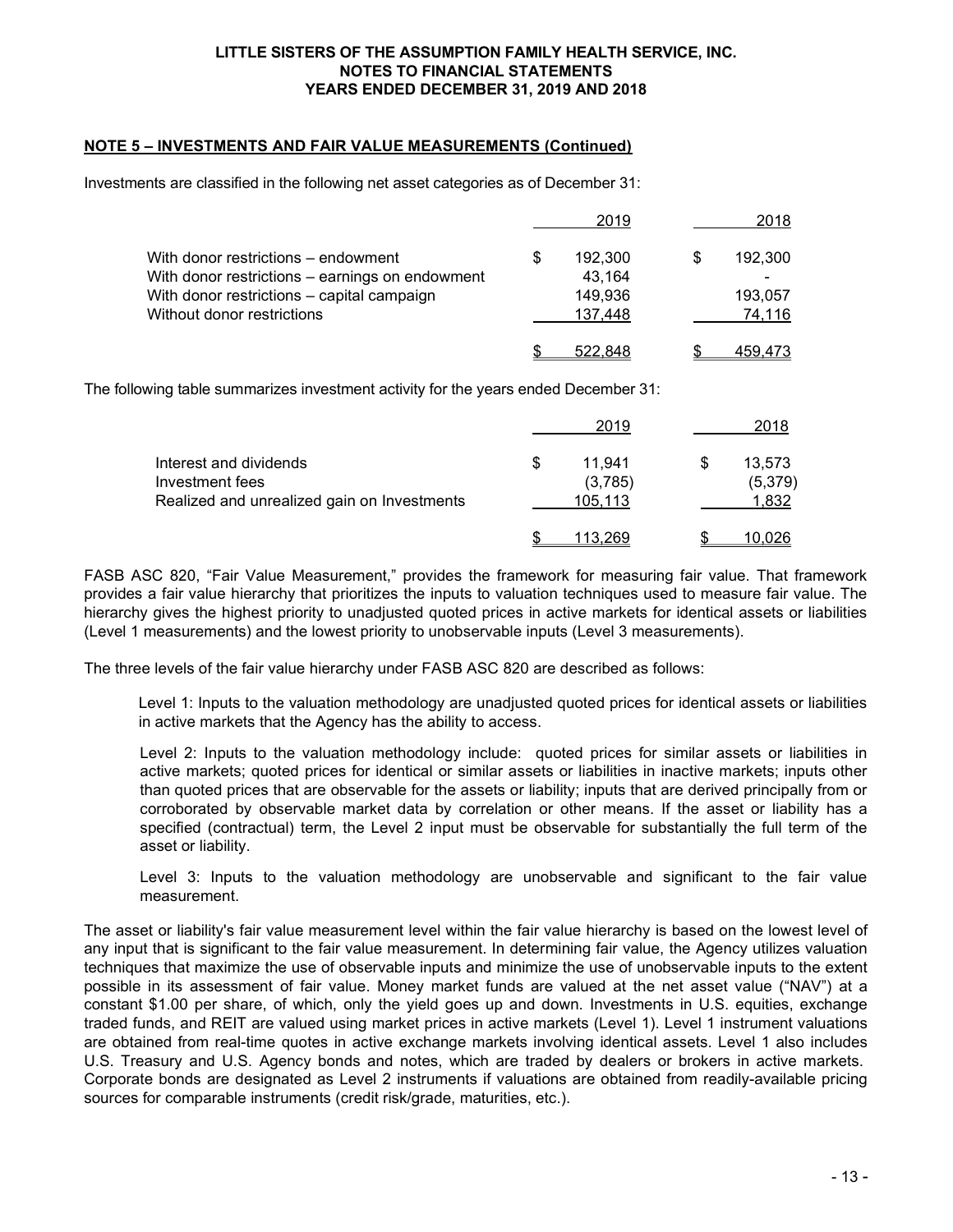## NOTE 5 – INVESTMENTS AND FAIR VALUE MEASUREMENTS (Continued)

Investments are classified in the following net asset categories as of December 31:

| | 2019 | 2018 |
|---|---|---|
| With donor restrictions – endowment | $ 192,300 | $ 192,300 |
| With donor restrictions – earnings on endowment | 43,164 | - |
| With donor restrictions – capital campaign | 149,936 | 193,057 |
| Without donor restrictions | 137,448 | 74,116 |
| | $ 522,848 | $ 459,473 |

The following table summarizes investment activity for the years ended December 31:

| | 2019 | 2018 |
|---|---|---|
| Interest and dividends | $ 11,941 | $ 13,573 |
| Investment fees | (3,785) | (5,379) |
| Realized and unrealized gain on Investments | 105,113 | 1,832 |
| | $ 113,269 | $ 10,026 |

FASB ASC 820, "Fair Value Measurement," provides the framework for measuring fair value. That framework provides a fair value hierarchy that prioritizes the inputs to valuation techniques used to measure fair value. The hierarchy gives the highest priority to unadjusted quoted prices in active markets for identical assets or liabilities (Level 1 measurements) and the lowest priority to unobservable inputs (Level 3 measurements).

The three levels of the fair value hierarchy under FASB ASC 820 are described as follows:

Level 1: Inputs to the valuation methodology are unadjusted quoted prices for identical assets or liabilities in active markets that the Agency has the ability to access.

Level 2: Inputs to the valuation methodology include: quoted prices for similar assets or liabilities in active markets; quoted prices for identical or similar assets or liabilities in inactive markets; inputs other than quoted prices that are observable for the assets or liability; inputs that are derived principally from or corroborated by observable market data by correlation or other means. If the asset or liability has a specified (contractual) term, the Level 2 input must be observable for substantially the full term of the asset or liability.

Level 3: Inputs to the valuation methodology are unobservable and significant to the fair value measurement.

The asset or liability's fair value measurement level within the fair value hierarchy is based on the lowest level of any input that is significant to the fair value measurement. In determining fair value, the Agency utilizes valuation techniques that maximize the use of observable inputs and minimize the use of unobservable inputs to the extent possible in its assessment of fair value. Money market funds are valued at the net asset value ("NAV") at a constant $1.00 per share, of which, only the yield goes up and down. Investments in U.S. equities, exchange traded funds, and REIT are valued using market prices in active markets (Level 1). Level 1 instrument valuations are obtained from real-time quotes in active exchange markets involving identical assets. Level 1 also includes U.S. Treasury and U.S. Agency bonds and notes, which are traded by dealers or brokers in active markets. Corporate bonds are designated as Level 2 instruments if valuations are obtained from readily-available pricing sources for comparable instruments (credit risk/grade, maturities, etc.).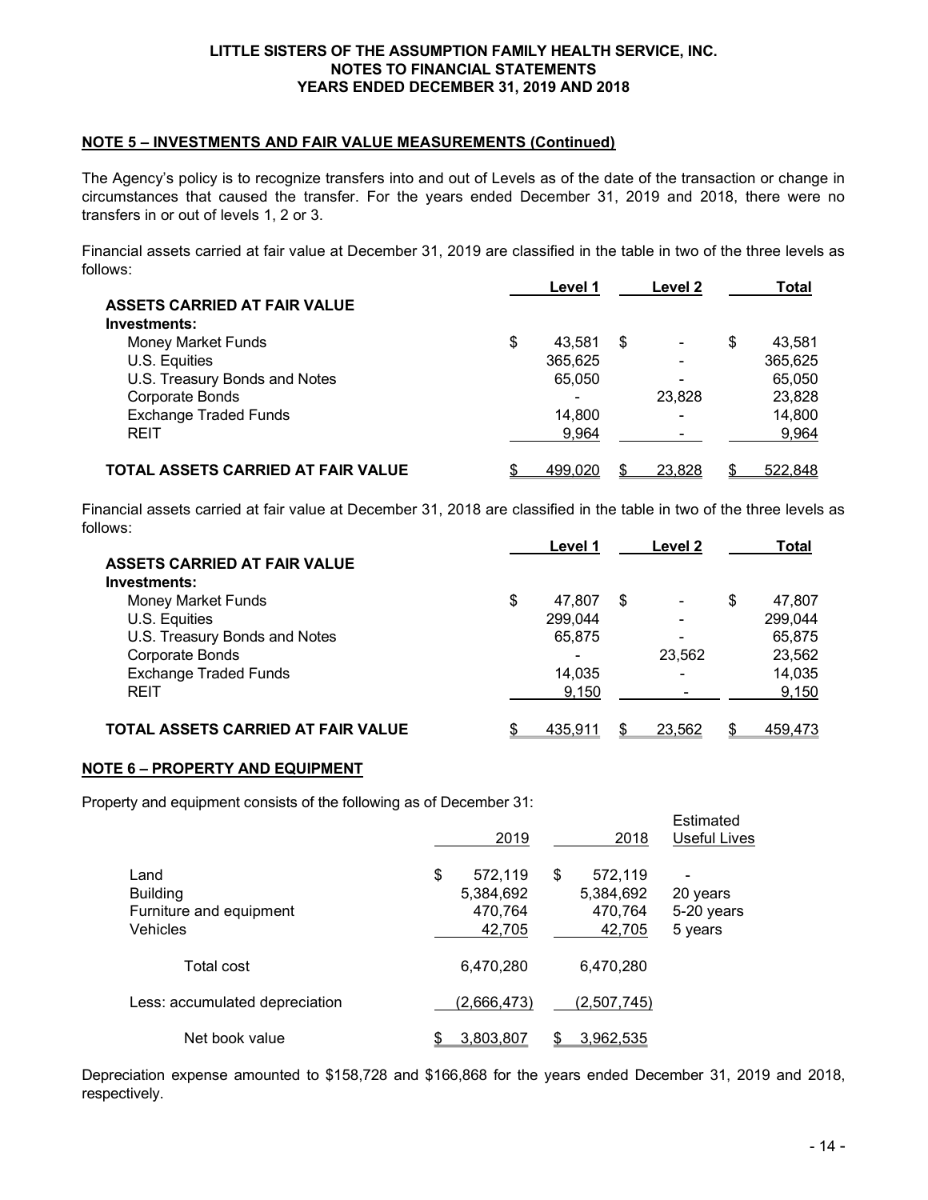## NOTE 5 – INVESTMENTS AND FAIR VALUE MEASUREMENTS (Continued)

The Agency's policy is to recognize transfers into and out of Levels as of the date of the transaction or change in circumstances that caused the transfer. For the years ended December 31, 2019 and 2018, there were no transfers in or out of levels 1, 2 or 3.

Financial assets carried at fair value at December 31, 2019 are classified in the table in two of the three levels as follows:

| | Level 1 | Level 2 | Total |
|---|---|---|---|
| **ASSETS CARRIED AT FAIR VALUE** | | | |
| **Investments:** | | | |
| Money Market Funds | $ 43,581 | $ - | $ 43,581 |
| U.S. Equities | 365,625 | - | 365,625 |
| U.S. Treasury Bonds and Notes | 65,050 | - | 65,050 |
| Corporate Bonds | - | 23,828 | 23,828 |
| Exchange Traded Funds | 14,800 | - | 14,800 |
| REIT | 9,964 | - | 9,964 |
| **TOTAL ASSETS CARRIED AT FAIR VALUE** | $ 499,020 | $ 23,828 | $ 522,848 |

Financial assets carried at fair value at December 31, 2018 are classified in the table in two of the three levels as follows:

| | Level 1 | Level 2 | Total |
|---|---|---|---|
| **ASSETS CARRIED AT FAIR VALUE** | | | |
| **Investments:** | | | |
| Money Market Funds | $ 47,807 | $ - | $ 47,807 |
| U.S. Equities | 299,044 | - | 299,044 |
| U.S. Treasury Bonds and Notes | 65,875 | - | 65,875 |
| Corporate Bonds | - | 23,562 | 23,562 |
| Exchange Traded Funds | 14,035 | - | 14,035 |
| REIT | 9,150 | - | 9,150 |
| **TOTAL ASSETS CARRIED AT FAIR VALUE** | $ 435,911 | $ 23,562 | $ 459,473 |

## NOTE 6 – PROPERTY AND EQUIPMENT

Property and equipment consists of the following as of December 31:

| | 2019 | 2018 | Estimated Useful Lives |
|---|---|---|---|
| Land | $ 572,119 | $ 572,119 | - |
| Building | 5,384,692 | 5,384,692 | 20 years |
| Furniture and equipment | 470,764 | 470,764 | 5-20 years |
| Vehicles | 42,705 | 42,705 | 5 years |
| Total cost | 6,470,280 | 6,470,280 | |
| Less: accumulated depreciation | (2,666,473) | (2,507,745) | |
| Net book value | $ 3,803,807 | $ 3,962,535 | |

Depreciation expense amounted to $158,728 and $166,868 for the years ended December 31, 2019 and 2018, respectively.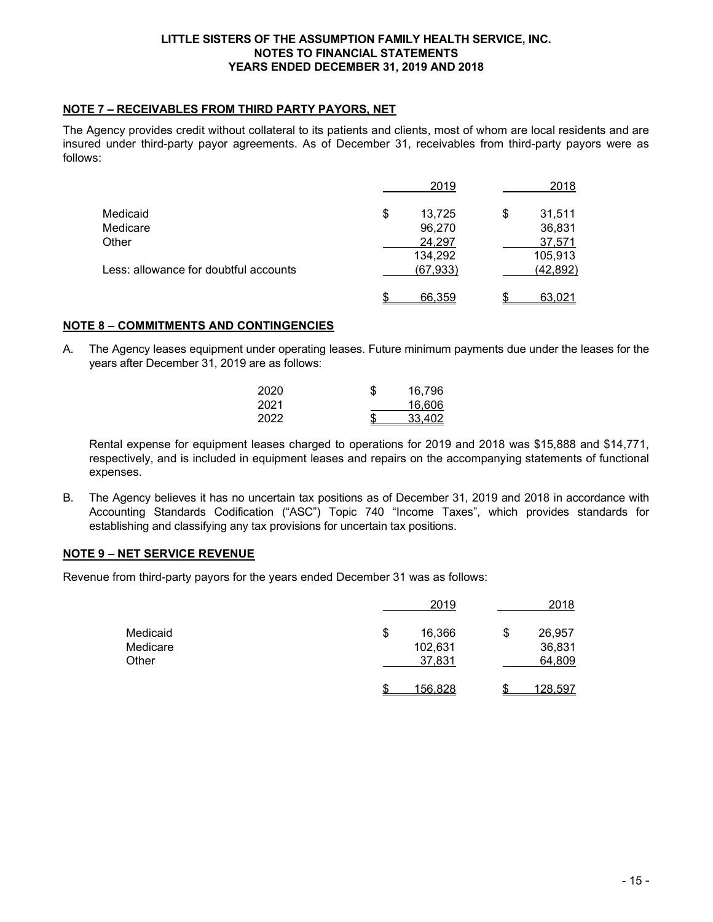## NOTE 7 – RECEIVABLES FROM THIRD PARTY PAYORS, NET

The Agency provides credit without collateral to its patients and clients, most of whom are local residents and are insured under third-party payor agreements. As of December 31, receivables from third-party payors were as follows:

| | 2019 | 2018 |
|---|---|---|
| Medicaid | $ 13,725 | $ 31,511 |
| Medicare | 96,270 | 36,831 |
| Other | 24,297 | 37,571 |
| | 134,292 | 105,913 |
| Less: allowance for doubtful accounts | (67,933) | (42,892) |
| | $ 66,359 | $ 63,021 |

## NOTE 8 – COMMITMENTS AND CONTINGENCIES

A. The Agency leases equipment under operating leases. Future minimum payments due under the leases for the years after December 31, 2019 are as follows:

| | |
|---|---|
| 2020 | $ 16,796 |
| 2021 | 16,606 |
| 2022 | $ 33,402 |

Rental expense for equipment leases charged to operations for 2019 and 2018 was $15,888 and $14,771, respectively, and is included in equipment leases and repairs on the accompanying statements of functional expenses.

B. The Agency believes it has no uncertain tax positions as of December 31, 2019 and 2018 in accordance with Accounting Standards Codification ("ASC") Topic 740 "Income Taxes", which provides standards for establishing and classifying any tax provisions for uncertain tax positions.

## NOTE 9 – NET SERVICE REVENUE

Revenue from third-party payors for the years ended December 31 was as follows:

| | 2019 | 2018 |
|---|---|---|
| Medicaid | $ 16,366 | $ 26,957 |
| Medicare | 102,631 | 36,831 |
| Other | 37,831 | 64,809 |
| | $ 156,828 | $ 128,597 |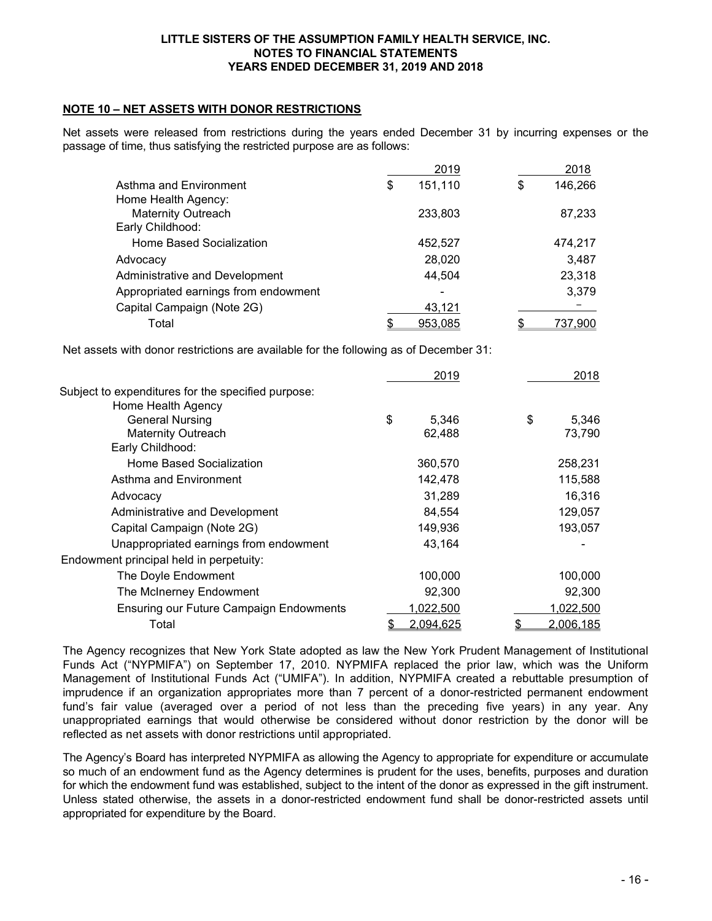## NOTE 10 – NET ASSETS WITH DONOR RESTRICTIONS

Net assets were released from restrictions during the years ended December 31 by incurring expenses or the passage of time, thus satisfying the restricted purpose are as follows:

| | 2019 | 2018 |
|---|---|---|
| Asthma and Environment | $ 151,110 | $ 146,266 |
| Home Health Agency: | | |
| Maternity Outreach | 233,803 | 87,233 |
| Early Childhood: | | |
| Home Based Socialization | 452,527 | 474,217 |
| Advocacy | 28,020 | 3,487 |
| Administrative and Development | 44,504 | 23,318 |
| Appropriated earnings from endowment | - | 3,379 |
| Capital Campaign (Note 2G) | 43,121 | - |
| Total | $ 953,085 | $ 737,900 |

Net assets with donor restrictions are available for the following as of December 31:

| | 2019 | 2018 |
|---|---|---|
| Subject to expenditures for the specified purpose: | | |
| Home Health Agency | | |
| General Nursing | $ 5,346 | $ 5,346 |
| Maternity Outreach | 62,488 | 73,790 |
| Early Childhood: | | |
| Home Based Socialization | 360,570 | 258,231 |
| Asthma and Environment | 142,478 | 115,588 |
| Advocacy | 31,289 | 16,316 |
| Administrative and Development | 84,554 | 129,057 |
| Capital Campaign (Note 2G) | 149,936 | 193,057 |
| Unappropriated earnings from endowment | 43,164 | - |
| Endowment principal held in perpetuity: | | |
| The Doyle Endowment | 100,000 | 100,000 |
| The McInerney Endowment | 92,300 | 92,300 |
| Ensuring our Future Campaign Endowments | 1,022,500 | 1,022,500 |
| Total | $ 2,094,625 | $ 2,006,185 |

The Agency recognizes that New York State adopted as law the New York Prudent Management of Institutional Funds Act ("NYPMIFA") on September 17, 2010. NYPMIFA replaced the prior law, which was the Uniform Management of Institutional Funds Act ("UMIFA"). In addition, NYPMIFA created a rebuttable presumption of imprudence if an organization appropriates more than 7 percent of a donor-restricted permanent endowment fund's fair value (averaged over a period of not less than the preceding five years) in any year. Any unappropriated earnings that would otherwise be considered without donor restriction by the donor will be reflected as net assets with donor restrictions until appropriated.

The Agency's Board has interpreted NYPMIFA as allowing the Agency to appropriate for expenditure or accumulate so much of an endowment fund as the Agency determines is prudent for the uses, benefits, purposes and duration for which the endowment fund was established, subject to the intent of the donor as expressed in the gift instrument. Unless stated otherwise, the assets in a donor-restricted endowment fund shall be donor-restricted assets until appropriated for expenditure by the Board.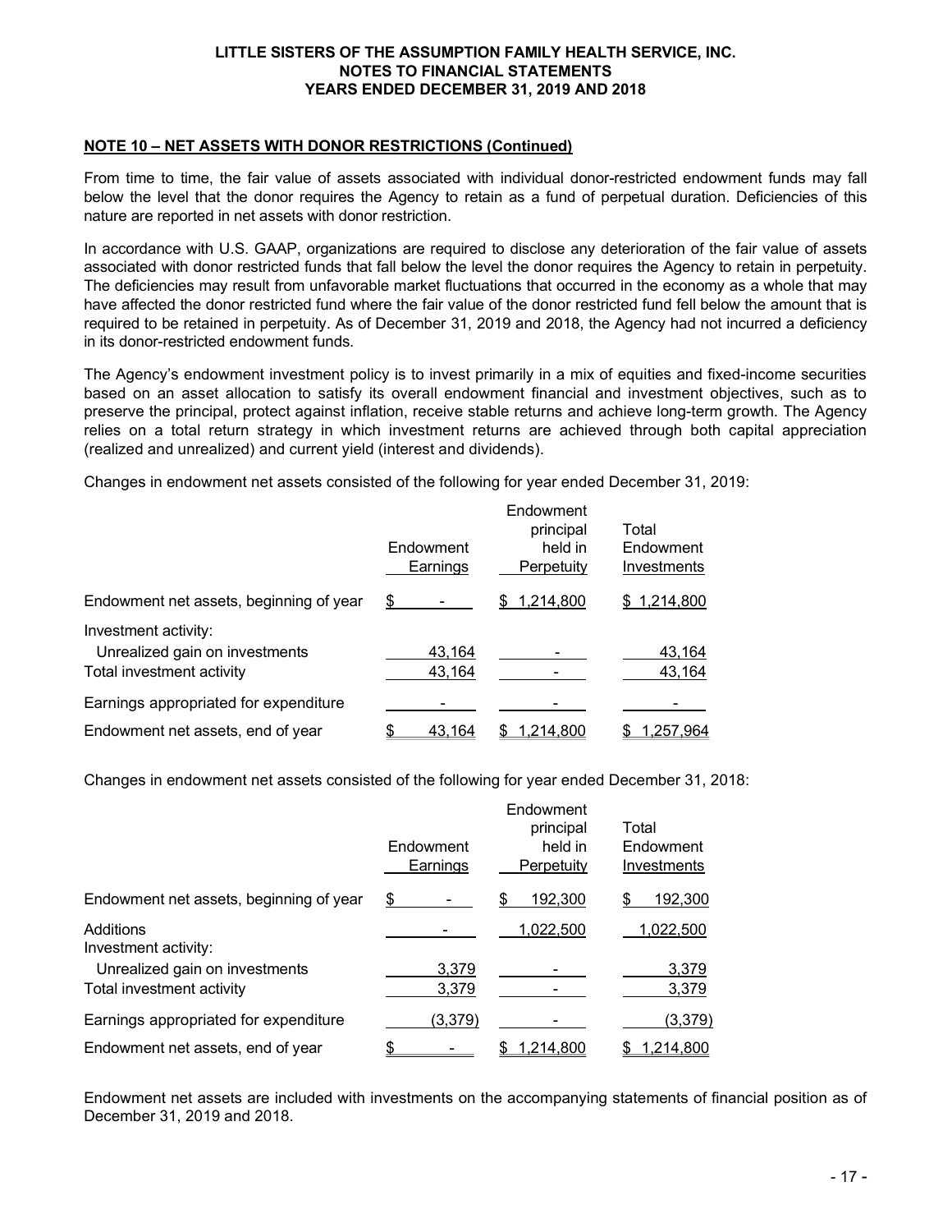### NOTE 10 – NET ASSETS WITH DONOR RESTRICTIONS (Continued)

From time to time, the fair value of assets associated with individual donor-restricted endowment funds may fall below the level that the donor requires the Agency to retain as a fund of perpetual duration. Deficiencies of this nature are reported in net assets with donor restriction.

In accordance with U.S. GAAP, organizations are required to disclose any deterioration of the fair value of assets associated with donor restricted funds that fall below the level the donor requires the Agency to retain in perpetuity. The deficiencies may result from unfavorable market fluctuations that occurred in the economy as a whole that may have affected the donor restricted fund where the fair value of the donor restricted fund fell below the amount that is required to be retained in perpetuity. As of December 31, 2019 and 2018, the Agency had not incurred a deficiency in its donor-restricted endowment funds.

The Agency's endowment investment policy is to invest primarily in a mix of equities and fixed-income securities based on an asset allocation to satisfy its overall endowment financial and investment objectives, such as to preserve the principal, protect against inflation, receive stable returns and achieve long-term growth. The Agency relies on a total return strategy in which investment returns are achieved through both capital appreciation (realized and unrealized) and current yield (interest and dividends).

Changes in endowment net assets consisted of the following for year ended December 31, 2019:

| | Endowment Earnings | Endowment principal held in Perpetuity | Total Endowment Investments |
|---|---|---|---|
| Endowment net assets, beginning of year | $ - | $ 1,214,800 | $ 1,214,800 |
| Investment activity: | | | |
| Unrealized gain on investments | 43,164 | - | 43,164 |
| Total investment activity | 43,164 | - | 43,164 |
| Earnings appropriated for expenditure | - | - | - |
| Endowment net assets, end of year | $ 43,164 | $ 1,214,800 | $ 1,257,964 |

Changes in endowment net assets consisted of the following for year ended December 31, 2018:

| | Endowment Earnings | Endowment principal held in Perpetuity | Total Endowment Investments |
|---|---|---|---|
| Endowment net assets, beginning of year | $ - | $ 192,300 | $ 192,300 |
| Additions | - | 1,022,500 | 1,022,500 |
| Investment activity: | | | |
| Unrealized gain on investments | 3,379 | - | 3,379 |
| Total investment activity | 3,379 | - | 3,379 |
| Earnings appropriated for expenditure | (3,379) | - | (3,379) |
| Endowment net assets, end of year | $ - | $ 1,214,800 | $ 1,214,800 |

Endowment net assets are included with investments on the accompanying statements of financial position as of December 31, 2019 and 2018.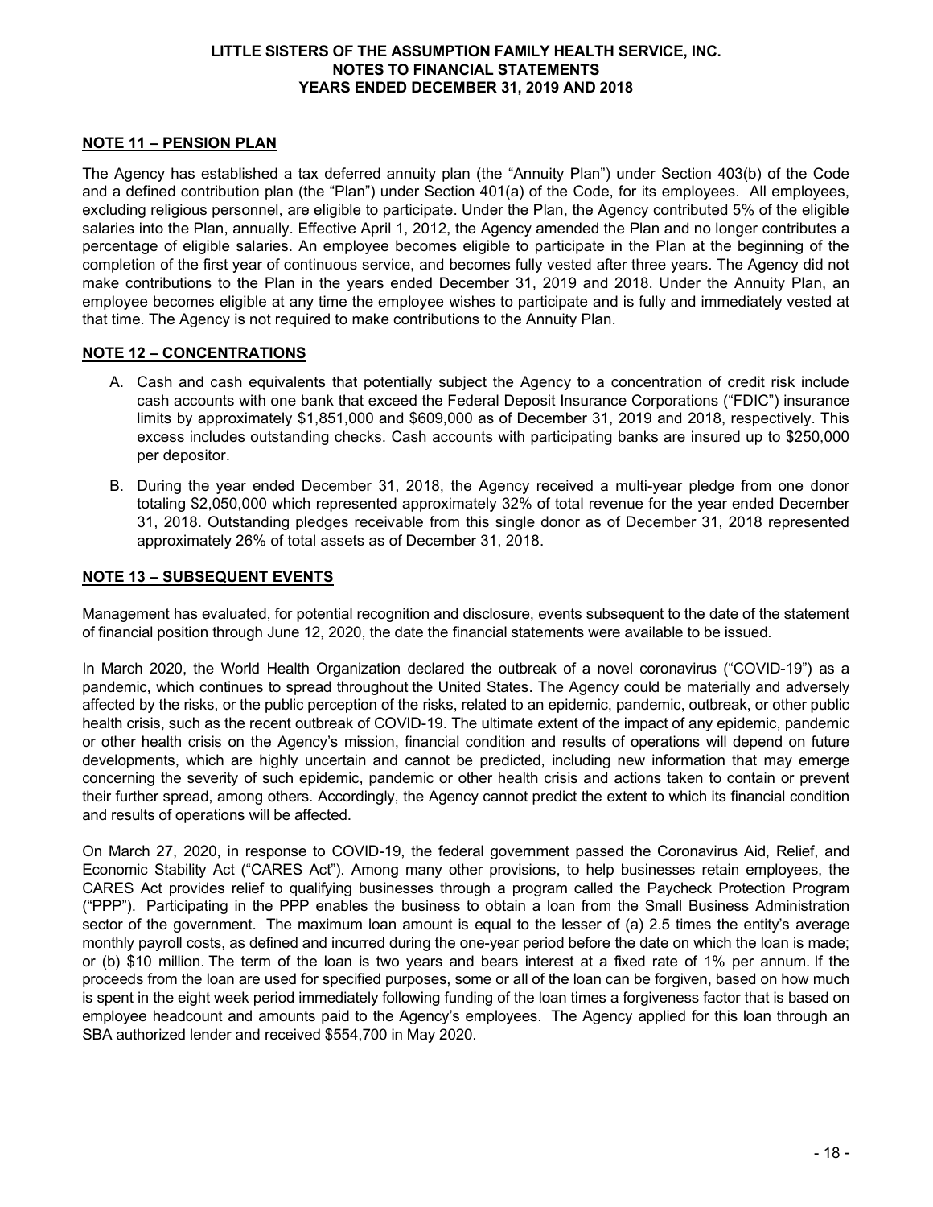LITTLE SISTERS OF THE ASSUMPTION FAMILY HEALTH SERVICE, INC.
NOTES TO FINANCIAL STATEMENTS
YEARS ENDED DECEMBER 31, 2019 AND 2018

## NOTE 11 – PENSION PLAN

The Agency has established a tax deferred annuity plan (the "Annuity Plan") under Section 403(b) of the Code and a defined contribution plan (the "Plan") under Section 401(a) of the Code, for its employees. All employees, excluding religious personnel, are eligible to participate. Under the Plan, the Agency contributed 5% of the eligible salaries into the Plan, annually. Effective April 1, 2012, the Agency amended the Plan and no longer contributes a percentage of eligible salaries. An employee becomes eligible to participate in the Plan at the beginning of the completion of the first year of continuous service, and becomes fully vested after three years. The Agency did not make contributions to the Plan in the years ended December 31, 2019 and 2018. Under the Annuity Plan, an employee becomes eligible at any time the employee wishes to participate and is fully and immediately vested at that time. The Agency is not required to make contributions to the Annuity Plan.

## NOTE 12 – CONCENTRATIONS

A. Cash and cash equivalents that potentially subject the Agency to a concentration of credit risk include cash accounts with one bank that exceed the Federal Deposit Insurance Corporations ("FDIC") insurance limits by approximately \$1,851,000 and \$609,000 as of December 31, 2019 and 2018, respectively. This excess includes outstanding checks. Cash accounts with participating banks are insured up to \$250,000 per depositor.

B. During the year ended December 31, 2018, the Agency received a multi-year pledge from one donor totaling \$2,050,000 which represented approximately 32% of total revenue for the year ended December 31, 2018. Outstanding pledges receivable from this single donor as of December 31, 2018 represented approximately 26% of total assets as of December 31, 2018.

## NOTE 13 – SUBSEQUENT EVENTS

Management has evaluated, for potential recognition and disclosure, events subsequent to the date of the statement of financial position through June 12, 2020, the date the financial statements were available to be issued.

In March 2020, the World Health Organization declared the outbreak of a novel coronavirus ("COVID-19") as a pandemic, which continues to spread throughout the United States. The Agency could be materially and adversely affected by the risks, or the public perception of the risks, related to an epidemic, pandemic, outbreak, or other public health crisis, such as the recent outbreak of COVID-19. The ultimate extent of the impact of any epidemic, pandemic or other health crisis on the Agency's mission, financial condition and results of operations will depend on future developments, which are highly uncertain and cannot be predicted, including new information that may emerge concerning the severity of such epidemic, pandemic or other health crisis and actions taken to contain or prevent their further spread, among others. Accordingly, the Agency cannot predict the extent to which its financial condition and results of operations will be affected.

On March 27, 2020, in response to COVID-19, the federal government passed the Coronavirus Aid, Relief, and Economic Stability Act ("CARES Act"). Among many other provisions, to help businesses retain employees, the CARES Act provides relief to qualifying businesses through a program called the Paycheck Protection Program ("PPP"). Participating in the PPP enables the business to obtain a loan from the Small Business Administration sector of the government. The maximum loan amount is equal to the lesser of (a) 2.5 times the entity's average monthly payroll costs, as defined and incurred during the one-year period before the date on which the loan is made; or (b) \$10 million. The term of the loan is two years and bears interest at a fixed rate of 1% per annum. If the proceeds from the loan are used for specified purposes, some or all of the loan can be forgiven, based on how much is spent in the eight week period immediately following funding of the loan times a forgiveness factor that is based on employee headcount and amounts paid to the Agency's employees. The Agency applied for this loan through an SBA authorized lender and received \$554,700 in May 2020.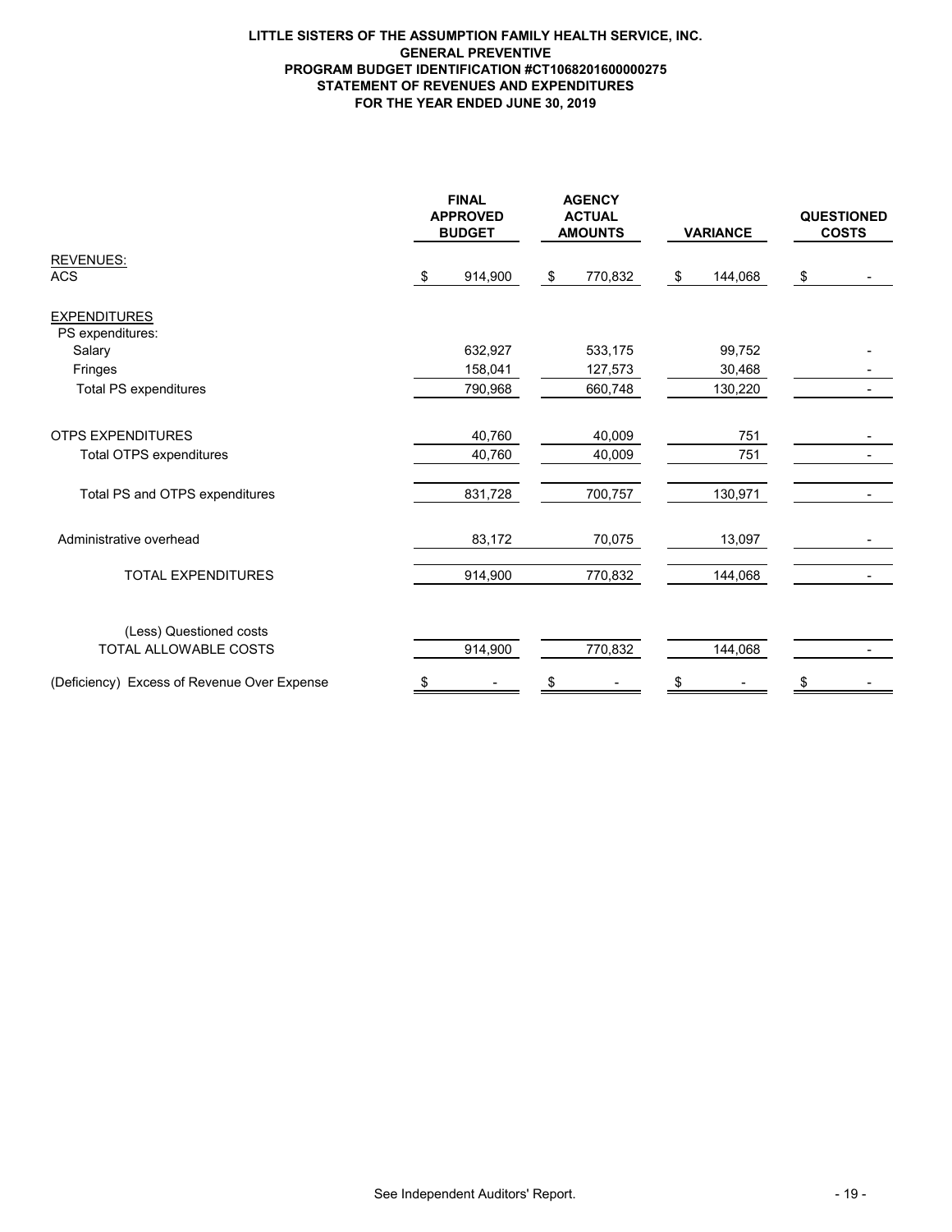# LITTLE SISTERS OF THE ASSUMPTION FAMILY HEALTH SERVICE, INC.
## GENERAL PREVENTIVE
## PROGRAM BUDGET IDENTIFICATION #CT1068201600000275
## STATEMENT OF REVENUES AND EXPENDITURES
## FOR THE YEAR ENDED JUNE 30, 2019

| | FINAL APPROVED BUDGET | AGENCY ACTUAL AMOUNTS | VARIANCE | QUESTIONED COSTS |
|---|---|---|---|---|
| REVENUES: | | | | |
| ACS | $ 914,900 | $ 770,832 | $ 144,068 | $ - |
| EXPENDITURES | | | | |
| PS expenditures: | | | | |
| Salary | 632,927 | 533,175 | 99,752 | - |
| Fringes | 158,041 | 127,573 | 30,468 | - |
| Total PS expenditures | 790,968 | 660,748 | 130,220 | - |
| OTPS EXPENDITURES | 40,760 | 40,009 | 751 | - |
| Total OTPS expenditures | 40,760 | 40,009 | 751 | - |
| Total PS and OTPS expenditures | 831,728 | 700,757 | 130,971 | - |
| Administrative overhead | 83,172 | 70,075 | 13,097 | - |
| TOTAL EXPENDITURES | 914,900 | 770,832 | 144,068 | - |
| (Less) Questioned costs | | | | |
| TOTAL ALLOWABLE COSTS | 914,900 | 770,832 | 144,068 | - |
| (Deficiency) Excess of Revenue Over Expense | $ - | $ - | $ - | $ - |

See Independent Auditors' Report.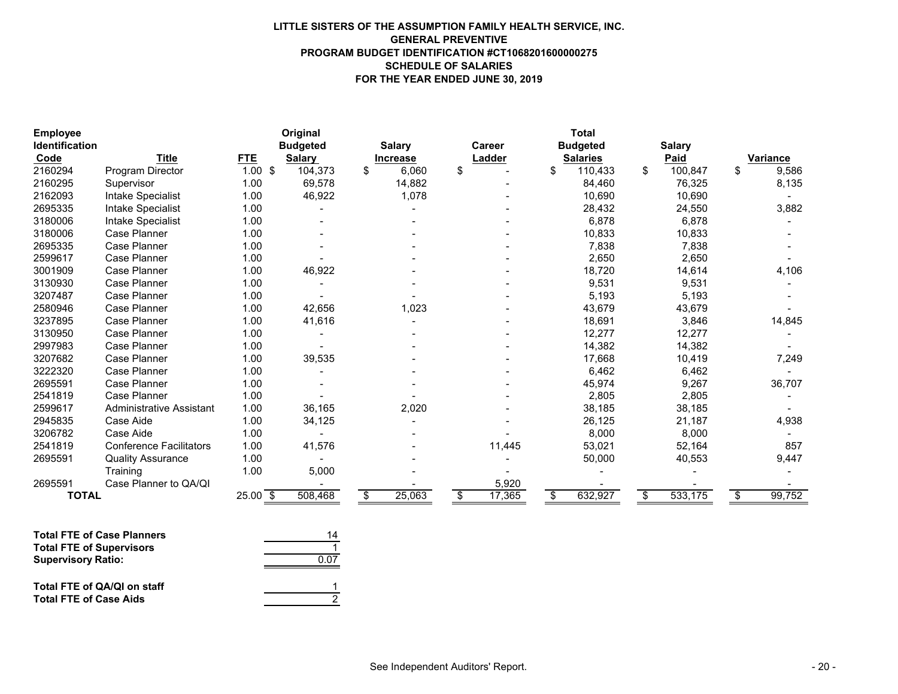**LITTLE SISTERS OF THE ASSUMPTION FAMILY HEALTH SERVICE, INC.**
**GENERAL PREVENTIVE**
**PROGRAM BUDGET IDENTIFICATION #CT1068201600000275**
**SCHEDULE OF SALARIES**
**FOR THE YEAR ENDED JUNE 30, 2019**

| Employee Identification Code | Title | FTE | Original Budgeted Salary | Salary Increase | Career Ladder | Total Budgeted Salaries | Salary Paid | Variance |
|---|---|---|---|---|---|---|---|---|
| 2160294 | Program Director | 1.00 | $ 104,373 | $ 6,060 | $ - | $ 110,433 | $ 100,847 | $ 9,586 |
| 2160295 | Supervisor | 1.00 | 69,578 | 14,882 | - | 84,460 | 76,325 | 8,135 |
| 2162093 | Intake Specialist | 1.00 | 46,922 | 1,078 | - | 10,690 | 10,690 | - |
| 2695335 | Intake Specialist | 1.00 | - | - | - | 28,432 | 24,550 | 3,882 |
| 3180006 | Intake Specialist | 1.00 | - | - | - | 6,878 | 6,878 | - |
| 3180006 | Case Planner | 1.00 | - | - | - | 10,833 | 10,833 | - |
| 2695335 | Case Planner | 1.00 | - | - | - | 7,838 | 7,838 | - |
| 2599617 | Case Planner | 1.00 | - | - | - | 2,650 | 2,650 | - |
| 3001909 | Case Planner | 1.00 | 46,922 | - | - | 18,720 | 14,614 | 4,106 |
| 3130930 | Case Planner | 1.00 | - | - | - | 9,531 | 9,531 | - |
| 3207487 | Case Planner | 1.00 | - | - | - | 5,193 | 5,193 | - |
| 2580946 | Case Planner | 1.00 | 42,656 | 1,023 | - | 43,679 | 43,679 | - |
| 3237895 | Case Planner | 1.00 | 41,616 | - | - | 18,691 | 3,846 | 14,845 |
| 3130950 | Case Planner | 1.00 | - | - | - | 12,277 | 12,277 | - |
| 2997983 | Case Planner | 1.00 | - | - | - | 14,382 | 14,382 | - |
| 3207682 | Case Planner | 1.00 | 39,535 | - | - | 17,668 | 10,419 | 7,249 |
| 3222320 | Case Planner | 1.00 | - | - | - | 6,462 | 6,462 | - |
| 2695591 | Case Planner | 1.00 | - | - | - | 45,974 | 9,267 | 36,707 |
| 2541819 | Case Planner | 1.00 | - | - | - | 2,805 | 2,805 | - |
| 2599617 | Administrative Assistant | 1.00 | 36,165 | 2,020 | - | 38,185 | 38,185 | - |
| 2945835 | Case Aide | 1.00 | 34,125 | - | - | 26,125 | 21,187 | 4,938 |
| 3206782 | Case Aide | 1.00 | - | - | - | 8,000 | 8,000 | - |
| 2541819 | Conference Facilitators | 1.00 | 41,576 | - | 11,445 | 53,021 | 52,164 | 857 |
| 2695591 | Quality Assurance | 1.00 | - | - | - | 50,000 | 40,553 | 9,447 |
| | Training | 1.00 | 5,000 | - | - | - | - | - |
| 2695591 | Case Planner to QA/QI | | - | - | 5,920 | - | - | - |
| **TOTAL** | | 25.00 | $ 508,468 | $ 25,063 | $ 17,365 | $ 632,927 | $ 533,175 | $ 99,752 |

| | |
|---|---|
| **Total FTE of Case Planners** | 14 |
| **Total FTE of Supervisors** | 1 |
| **Supervisory Ratio:** | 0.07 |
| **Total FTE of QA/QI on staff** | 1 |
| **Total FTE of Case Aids** | 2 |

See Independent Auditors' Report.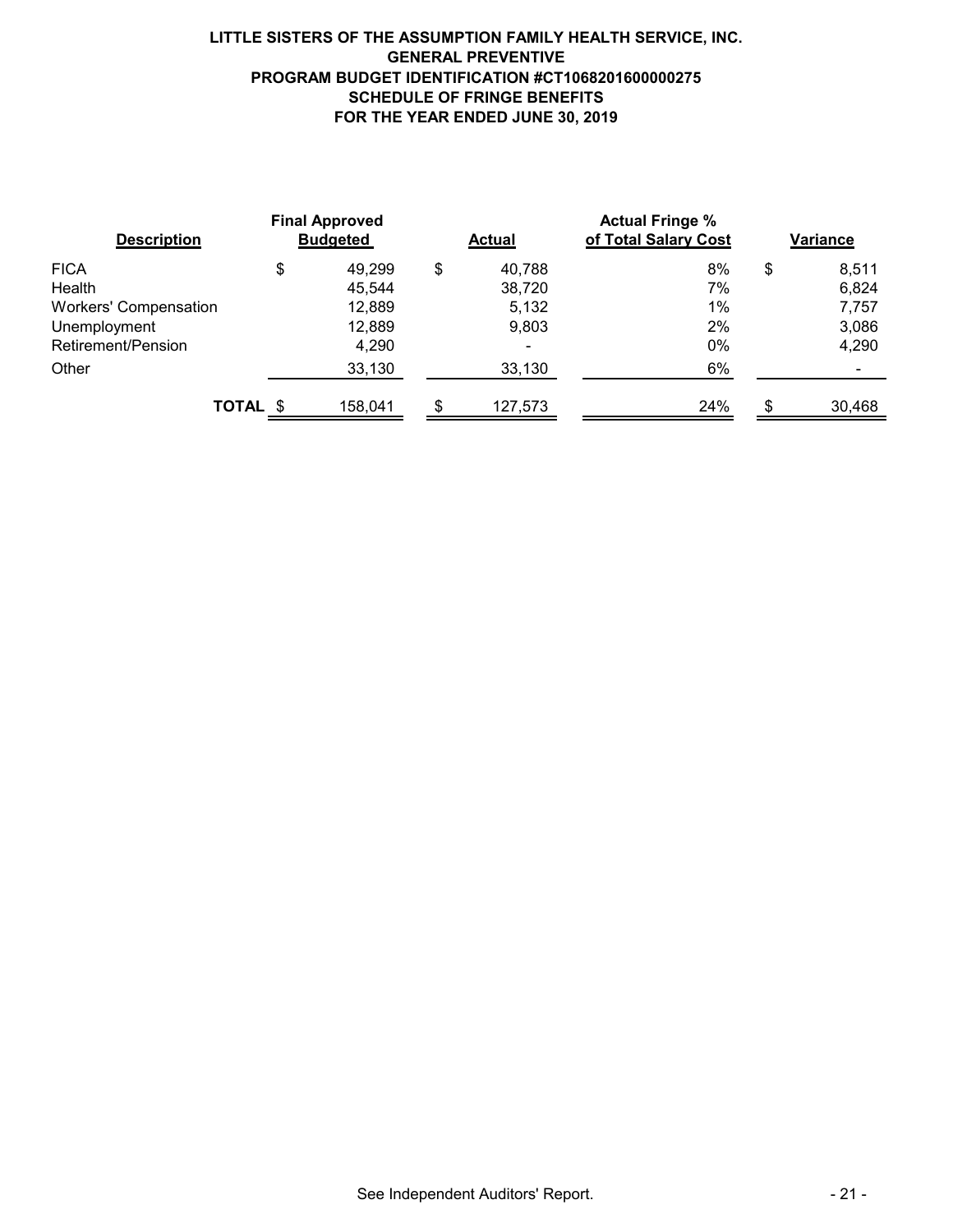**LITTLE SISTERS OF THE ASSUMPTION FAMILY HEALTH SERVICE, INC.**
**GENERAL PREVENTIVE**
**PROGRAM BUDGET IDENTIFICATION #CT1068201600000275**
**SCHEDULE OF FRINGE BENEFITS**
**FOR THE YEAR ENDED JUNE 30, 2019**

| Description | Final Approved Budgeted | Actual | Actual Fringe % of Total Salary Cost | Variance |
|---|---|---|---|---|
| FICA | $ 49,299 | $ 40,788 | 8% | $ 8,511 |
| Health | 45,544 | 38,720 | 7% | 6,824 |
| Workers' Compensation | 12,889 | 5,132 | 1% | 7,757 |
| Unemployment | 12,889 | 9,803 | 2% | 3,086 |
| Retirement/Pension | 4,290 | - | 0% | 4,290 |
| Other | 33,130 | 33,130 | 6% | - |
| **TOTAL** | $ 158,041 | $ 127,573 | 24% | $ 30,468 |

See Independent Auditors' Report.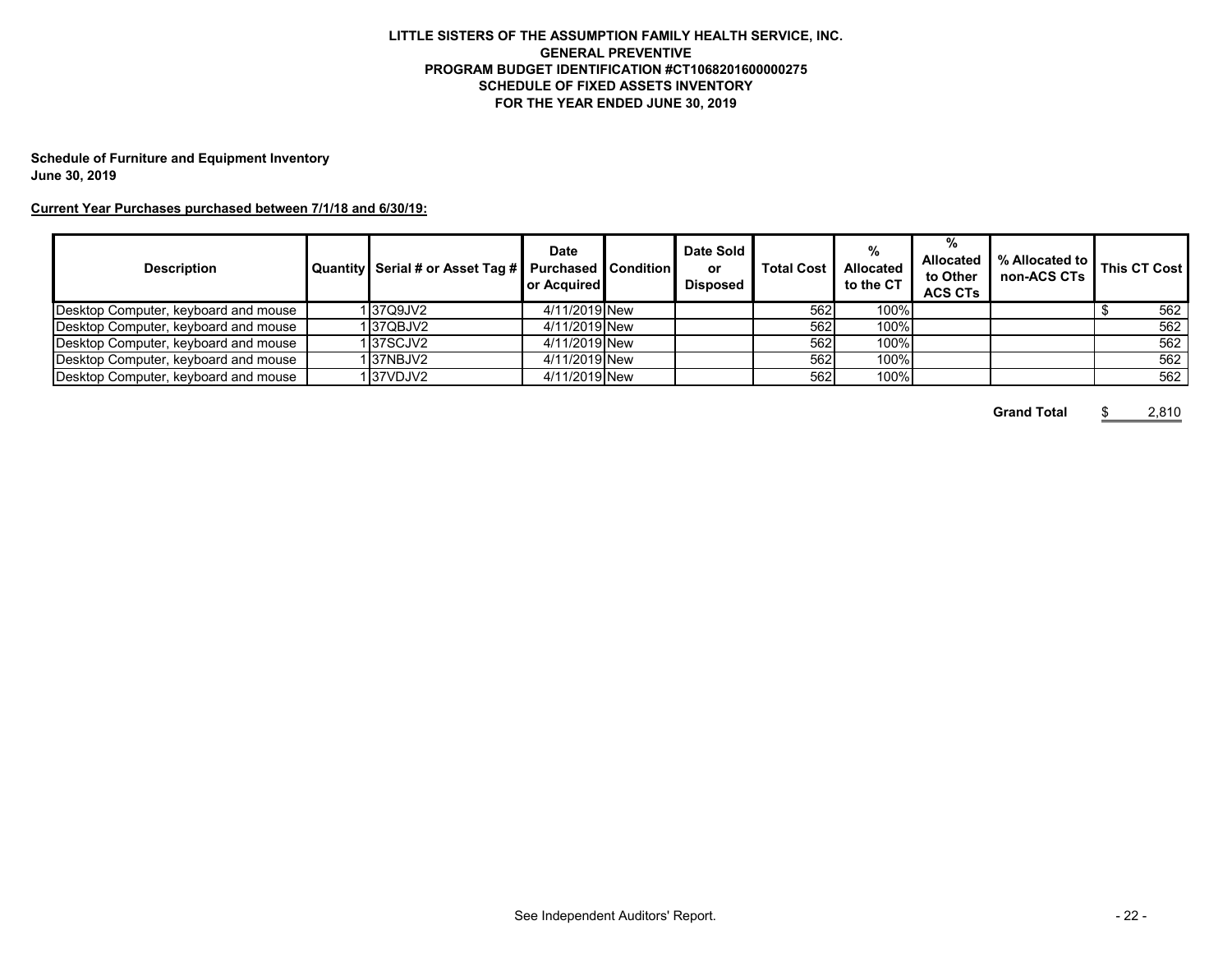# LITTLE SISTERS OF THE ASSUMPTION FAMILY HEALTH SERVICE, INC.
## GENERAL PREVENTIVE
## PROGRAM BUDGET IDENTIFICATION #CT1068201600000275
## SCHEDULE OF FIXED ASSETS INVENTORY
## FOR THE YEAR ENDED JUNE 30, 2019

**Schedule of Furniture and Equipment Inventory**
**June 30, 2019**

**Current Year Purchases purchased between 7/1/18 and 6/30/19:**

| Description | Quantity | Serial # or Asset Tag # | Date Purchased or Acquired | Condition | Date Sold or Disposed | Total Cost | % Allocated to the CT | % Allocated to Other ACS CTs | % Allocated to non-ACS CTs | This CT Cost |
|---|---|---|---|---|---|---|---|---|---|---|
| Desktop Computer, keyboard and mouse | 1 | 37Q9JV2 | 4/11/2019 | New | | 562 | 100% | | | $ 562 |
| Desktop Computer, keyboard and mouse | 1 | 37QBJV2 | 4/11/2019 | New | | 562 | 100% | | | 562 |
| Desktop Computer, keyboard and mouse | 1 | 37SCJV2 | 4/11/2019 | New | | 562 | 100% | | | 562 |
| Desktop Computer, keyboard and mouse | 1 | 37NBJV2 | 4/11/2019 | New | | 562 | 100% | | | 562 |
| Desktop Computer, keyboard and mouse | 1 | 37VDJV2 | 4/11/2019 | New | | 562 | 100% | | | 562 |

**Grand Total** $ 2,810

See Independent Auditors' Report.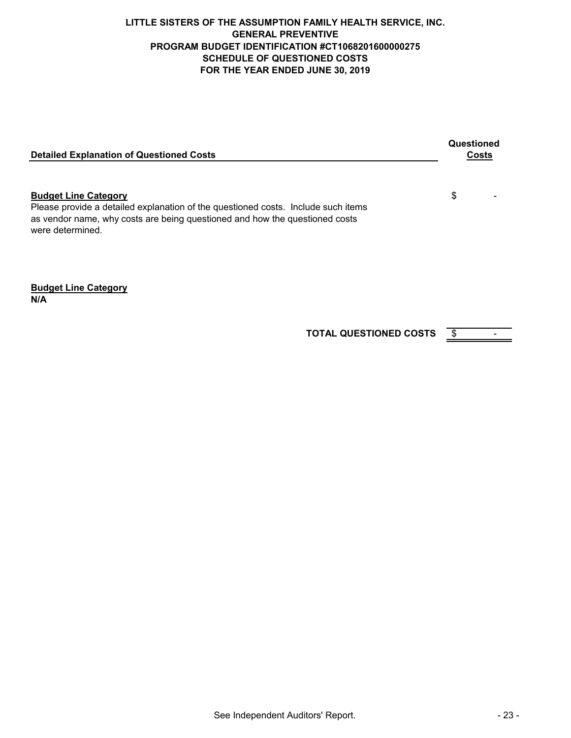**LITTLE SISTERS OF THE ASSUMPTION FAMILY HEALTH SERVICE, INC.**
**GENERAL PREVENTIVE**
**PROGRAM BUDGET IDENTIFICATION #CT1068201600000275**
**SCHEDULE OF QUESTIONED COSTS**
**FOR THE YEAR ENDED JUNE 30, 2019**

| Detailed Explanation of Questioned Costs | Questioned Costs |
|---|---|
| **Budget Line Category**<br>Please provide a detailed explanation of the questioned costs. Include such items as vendor name, why costs are being questioned and how the questioned costs were determined. | $ - |
| **Budget Line Category**<br>**N/A** | |
| **TOTAL QUESTIONED COSTS** | $ - |

See Independent Auditors' Report.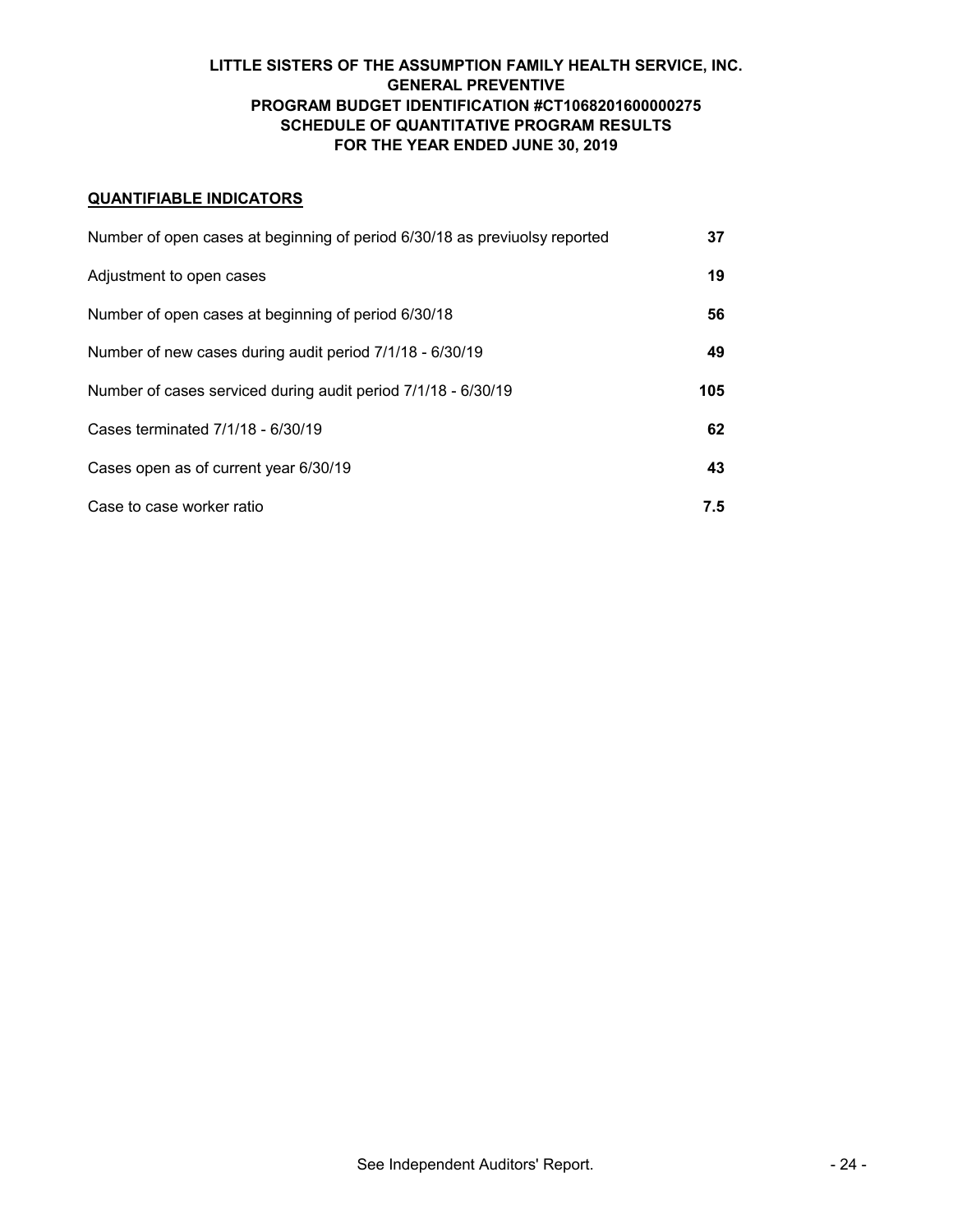# LITTLE SISTERS OF THE ASSUMPTION FAMILY HEALTH SERVICE, INC.
## GENERAL PREVENTIVE
## PROGRAM BUDGET IDENTIFICATION #CT1068201600000275
## SCHEDULE OF QUANTITATIVE PROGRAM RESULTS
## FOR THE YEAR ENDED JUNE 30, 2019

**QUANTIFIABLE INDICATORS**

| | |
|---|---|
| Number of open cases at beginning of period 6/30/18 as previuolsy reported | **37** |
| Adjustment to open cases | **19** |
| Number of open cases at beginning of period 6/30/18 | **56** |
| Number of new cases during audit period 7/1/18 - 6/30/19 | **49** |
| Number of cases serviced during audit period 7/1/18 - 6/30/19 | **105** |
| Cases terminated 7/1/18 - 6/30/19 | **62** |
| Cases open as of current year 6/30/19 | **43** |
| Case to case worker ratio | **7.5** |

See Independent Auditors' Report.